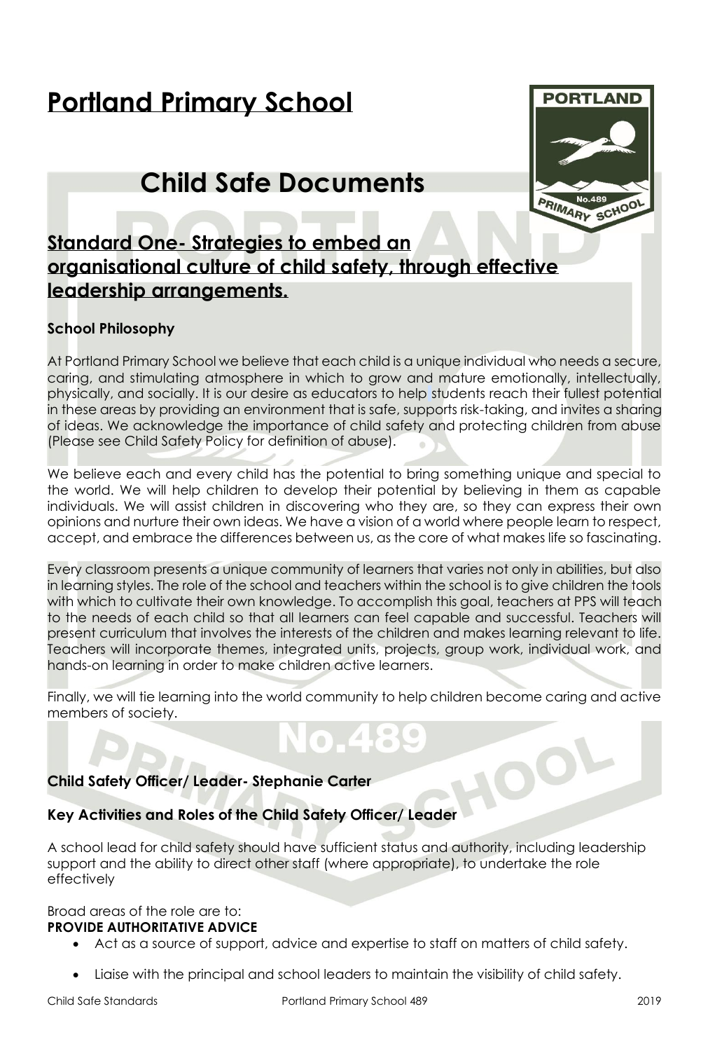# Portland Primary School

# Child Safe Documents

## Standard One- Strategies to embed an organisational culture of child safety, through effective leadership arrangements.

### School Philosophy

At Portland Primary School we believe that each child is a unique individual who needs a secure, caring, and stimulating atmosphere in which to grow and mature emotionally, intellectually, physically, and socially. It is our desire as educators to help students reach their fullest potential in these areas by providing an environment that is safe, supports risk-taking, and invites a sharing of ideas. We acknowledge the importance of child safety and protecting children from abuse (Please see Child Safety Policy for definition of abuse).

We believe each and every child has the potential to bring something unique and special to the world. We will help children to develop their potential by believing in them as capable individuals. We will assist children in discovering who they are, so they can express their own opinions and nurture their own ideas. We have a vision of a world where people learn to respect, accept, and embrace the differences between us, as the core of what makes life so fascinating.

Every classroom presents a unique community of learners that varies not only in abilities, but also in learning styles. The role of the school and teachers within the school is to give children the tools with which to cultivate their own knowledge. To accomplish this goal, teachers at PPS will teach to the needs of each child so that all learners can feel capable and successful. Teachers will present curriculum that involves the interests of the children and makes learning relevant to life. Teachers will incorporate themes, integrated units, projects, group work, individual work, and hands-on learning in order to make children active learners.

Finally, we will tie learning into the world community to help children become caring and active members of society.

### Child Safety Officer/ Leader- Stephanie Carter

### Key Activities and Roles of the Child Safety Officer/ Leader

A school lead for child safety should have sufficient status and authority, including leadership support and the ability to direct other staff (where appropriate), to undertake the role effectively

Broad areas of the role are to:

**PROVIDE AUTHORITATIVE ADVICE**

- Act as a source of support, advice and expertise to staff on matters of child safety.
- Liaise with the principal and school leaders to maintain the visibility of child safety.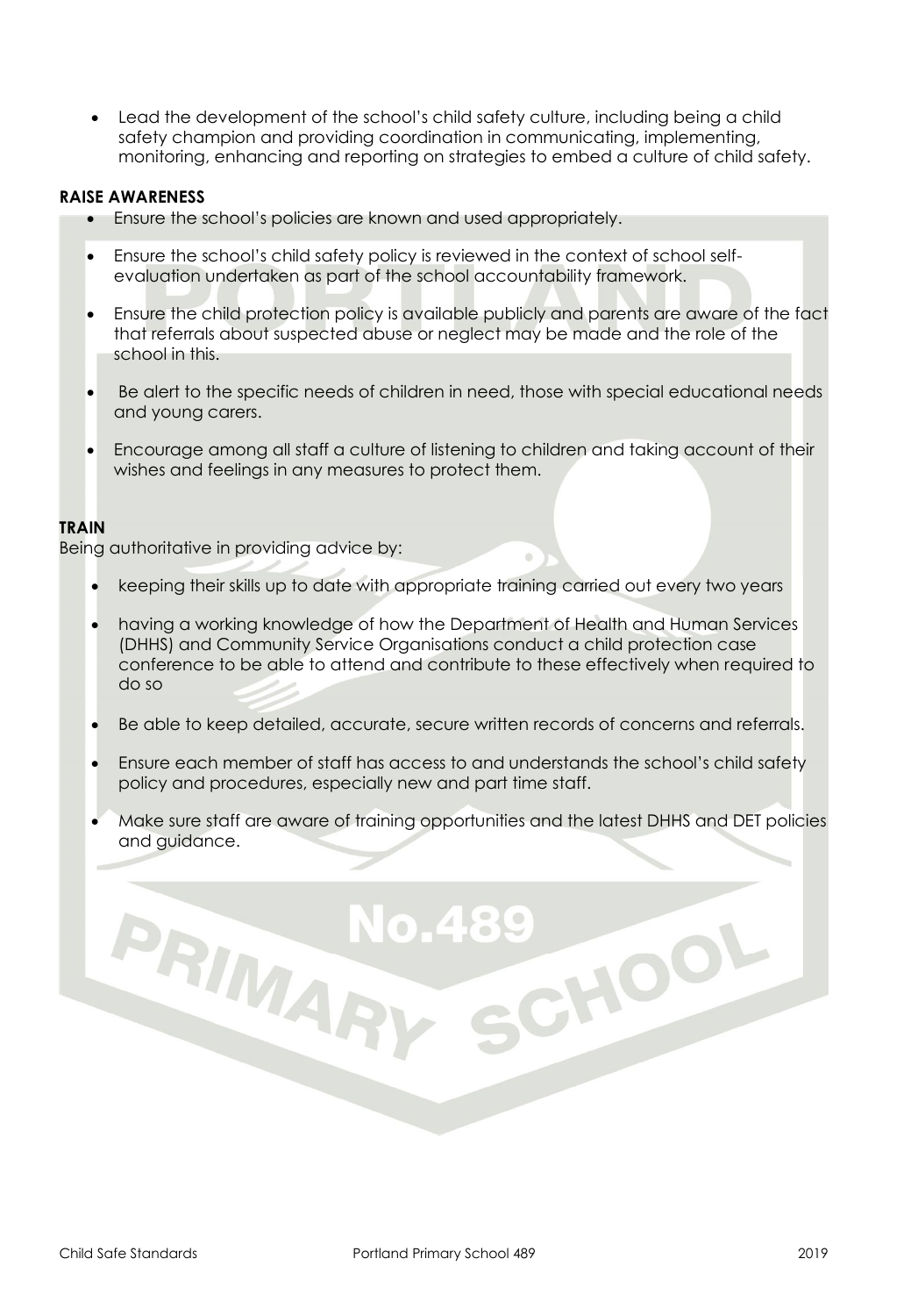- Lead the development of the school's child safety culture, including being a child safety champion and providing coordination in communicating, implementing, monitoring, enhancing and reporting on strategies to embed a culture of child safety.

**RAISE AWARENESS**

- Ensure the school's policies are known and used appropriately.
- Ensure the school's child safety policy is reviewed in the context of school self-evaluation undertaken as part of the school accountability framework.
- Ensure the child protection policy is available publicly and parents are aware of the fact that referrals about suspected abuse or neglect may be made and the role of the school in this.
- Be alert to the specific needs of children in need, those with special educational needs and young carers.
- Encourage among all staff a culture of listening to children and taking account of their wishes and feelings in any measures to protect them.

**TRAIN**

Being authoritative in providing advice by:

- keeping their skills up to date with appropriate training carried out every two years
- having a working knowledge of how the Department of Health and Human Services (DHHS) and Community Service Organisations conduct a child protection case conference to be able to attend and contribute to these effectively when required to do so
- Be able to keep detailed, accurate, secure written records of concerns and referrals.
- Ensure each member of staff has access to and understands the school's child safety policy and procedures, especially new and part time staff.
- Make sure staff are aware of training opportunities and the latest DHHS and DET policies and guidance.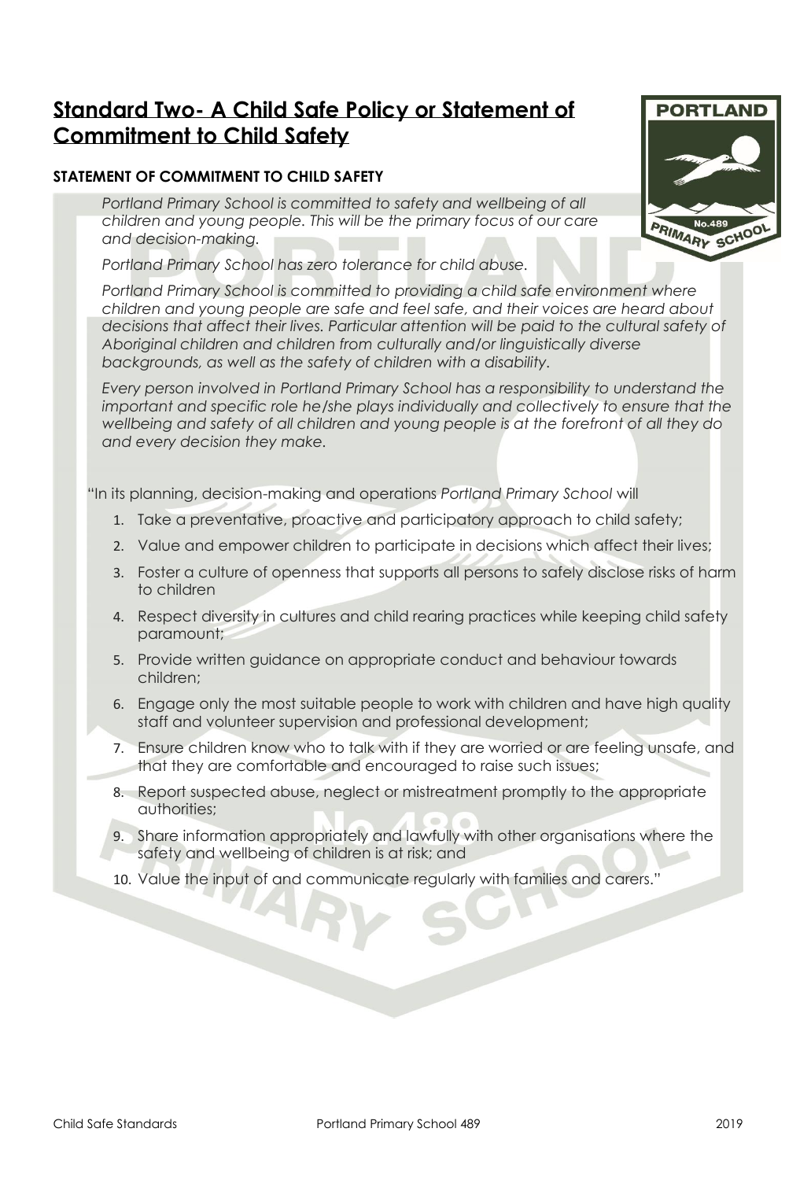## Standard Two- A Child Safe Policy or Statement of Commitment to Child Safety

### STATEMENT OF COMMITMENT TO CHILD SAFETY

*Portland Primary School is committed to safety and wellbeing of all children and young people. This will be the primary focus of our care and decision-making.*

*Portland Primary School has zero tolerance for child abuse.*

*Portland Primary School is committed to providing a child safe environment where children and young people are safe and feel safe, and their voices are heard about decisions that affect their lives. Particular attention will be paid to the cultural safety of Aboriginal children and children from culturally and/or linguistically diverse backgrounds, as well as the safety of children with a disability.*

*Every person involved in Portland Primary School has a responsibility to understand the important and specific role he/she plays individually and collectively to ensure that the wellbeing and safety of all children and young people is at the forefront of all they do and every decision they make.*

"In its planning, decision-making and operations *Portland Primary School* will

1. Take a preventative, proactive and participatory approach to child safety;
2. Value and empower children to participate in decisions which affect their lives;
3. Foster a culture of openness that supports all persons to safely disclose risks of harm to children
4. Respect diversity in cultures and child rearing practices while keeping child safety paramount;
5. Provide written guidance on appropriate conduct and behaviour towards children;
6. Engage only the most suitable people to work with children and have high quality staff and volunteer supervision and professional development;
7. Ensure children know who to talk with if they are worried or are feeling unsafe, and that they are comfortable and encouraged to raise such issues;
8. Report suspected abuse, neglect or mistreatment promptly to the appropriate authorities;
9. Share information appropriately and lawfully with other organisations where the safety and wellbeing of children is at risk; and
10. Value the input of and communicate regularly with families and carers."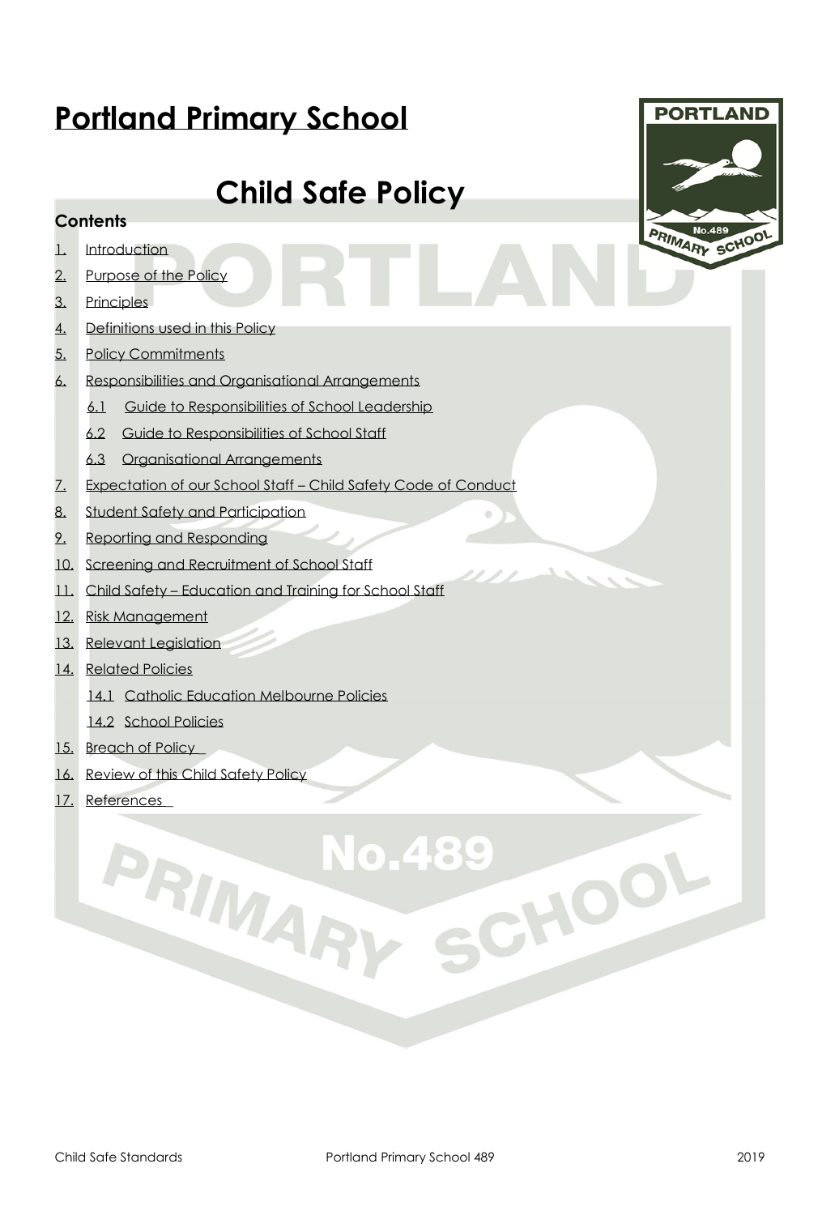# Portland Primary School

# Child Safe Policy

## Contents

1. Introduction
2. Purpose of the Policy
3. Principles
4. Definitions used in this Policy
5. Policy Commitments
6. Responsibilities and Organisational Arrangements
   - 6.1 Guide to Responsibilities of School Leadership
   - 6.2 Guide to Responsibilities of School Staff
   - 6.3 Organisational Arrangements
7. Expectation of our School Staff – Child Safety Code of Conduct
8. Student Safety and Participation
9. Reporting and Responding
10. Screening and Recruitment of School Staff
11. Child Safety – Education and Training for School Staff
12. Risk Management
13. Relevant Legislation
14. Related Policies
    - 14.1 Catholic Education Melbourne Policies
    - 14.2 School Policies
15. Breach of Policy
16. Review of this Child Safety Policy
17. References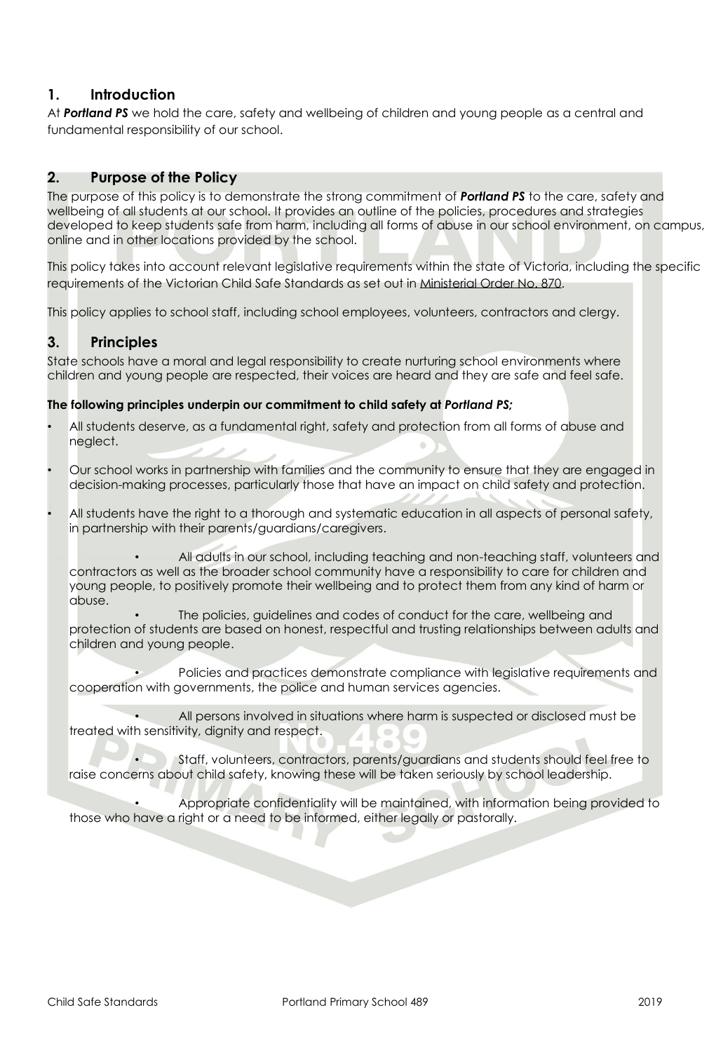## 1. Introduction

At ***Portland PS*** we hold the care, safety and wellbeing of children and young people as a central and fundamental responsibility of our school.

## 2. Purpose of the Policy

The purpose of this policy is to demonstrate the strong commitment of ***Portland PS*** to the care, safety and wellbeing of all students at our school. It provides an outline of the policies, procedures and strategies developed to keep students safe from harm, including all forms of abuse in our school environment, on campus, online and in other locations provided by the school.

This policy takes into account relevant legislative requirements within the state of Victoria, including the specific requirements of the Victorian Child Safe Standards as set out in Ministerial Order No. 870.

This policy applies to school staff, including school employees, volunteers, contractors and clergy.

## 3. Principles

State schools have a moral and legal responsibility to create nurturing school environments where children and young people are respected, their voices are heard and they are safe and feel safe.

**The following principles underpin our commitment to child safety at *Portland PS;***

- All students deserve, as a fundamental right, safety and protection from all forms of abuse and neglect.
- Our school works in partnership with families and the community to ensure that they are engaged in decision-making processes, particularly those that have an impact on child safety and protection.
- All students have the right to a thorough and systematic education in all aspects of personal safety, in partnership with their parents/guardians/caregivers.
- All adults in our school, including teaching and non-teaching staff, volunteers and contractors as well as the broader school community have a responsibility to care for children and young people, to positively promote their wellbeing and to protect them from any kind of harm or abuse.
- The policies, guidelines and codes of conduct for the care, wellbeing and protection of students are based on honest, respectful and trusting relationships between adults and children and young people.
- Policies and practices demonstrate compliance with legislative requirements and cooperation with governments, the police and human services agencies.
- All persons involved in situations where harm is suspected or disclosed must be treated with sensitivity, dignity and respect.
- Staff, volunteers, contractors, parents/guardians and students should feel free to raise concerns about child safety, knowing these will be taken seriously by school leadership.
- Appropriate confidentiality will be maintained, with information being provided to those who have a right or a need to be informed, either legally or pastorally.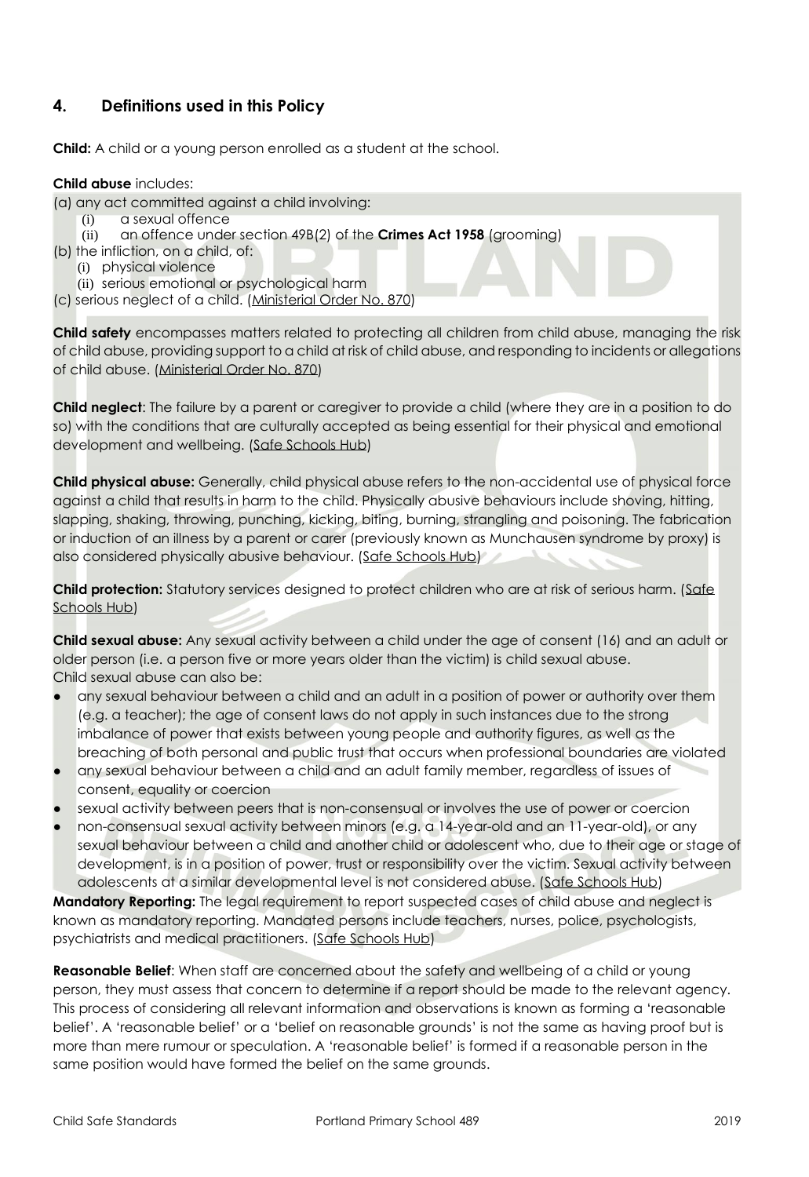## 4. Definitions used in this Policy

**Child:** A child or a young person enrolled as a student at the school.

**Child abuse** includes:

(a) any act committed against a child involving:

(i) a sexual offence

(ii) an offence under section 49B(2) of the **Crimes Act 1958** (grooming)

(b) the infliction, on a child, of:

(i) physical violence

(ii) serious emotional or psychological harm

(c) serious neglect of a child. (Ministerial Order No. 870)

**Child safety** encompasses matters related to protecting all children from child abuse, managing the risk of child abuse, providing support to a child at risk of child abuse, and responding to incidents or allegations of child abuse. (Ministerial Order No. 870)

**Child neglect**: The failure by a parent or caregiver to provide a child (where they are in a position to do so) with the conditions that are culturally accepted as being essential for their physical and emotional development and wellbeing. (Safe Schools Hub)

**Child physical abuse:** Generally, child physical abuse refers to the non-accidental use of physical force against a child that results in harm to the child. Physically abusive behaviours include shoving, hitting, slapping, shaking, throwing, punching, kicking, biting, burning, strangling and poisoning. The fabrication or induction of an illness by a parent or carer (previously known as Munchausen syndrome by proxy) is also considered physically abusive behaviour. (Safe Schools Hub)

**Child protection:** Statutory services designed to protect children who are at risk of serious harm. (Safe Schools Hub)

**Child sexual abuse:** Any sexual activity between a child under the age of consent (16) and an adult or older person (i.e. a person five or more years older than the victim) is child sexual abuse.
Child sexual abuse can also be:

- any sexual behaviour between a child and an adult in a position of power or authority over them (e.g. a teacher); the age of consent laws do not apply in such instances due to the strong imbalance of power that exists between young people and authority figures, as well as the breaching of both personal and public trust that occurs when professional boundaries are violated
- any sexual behaviour between a child and an adult family member, regardless of issues of consent, equality or coercion
- sexual activity between peers that is non-consensual or involves the use of power or coercion
- non-consensual sexual activity between minors (e.g. a 14-year-old and an 11-year-old), or any sexual behaviour between a child and another child or adolescent who, due to their age or stage of development, is in a position of power, trust or responsibility over the victim. Sexual activity between adolescents at a similar developmental level is not considered abuse. (Safe Schools Hub)

**Mandatory Reporting:** The legal requirement to report suspected cases of child abuse and neglect is known as mandatory reporting. Mandated persons include teachers, nurses, police, psychologists, psychiatrists and medical practitioners. (Safe Schools Hub)

**Reasonable Belief**: When staff are concerned about the safety and wellbeing of a child or young person, they must assess that concern to determine if a report should be made to the relevant agency. This process of considering all relevant information and observations is known as forming a 'reasonable belief'. A 'reasonable belief' or a 'belief on reasonable grounds' is not the same as having proof but is more than mere rumour or speculation. A 'reasonable belief' is formed if a reasonable person in the same position would have formed the belief on the same grounds.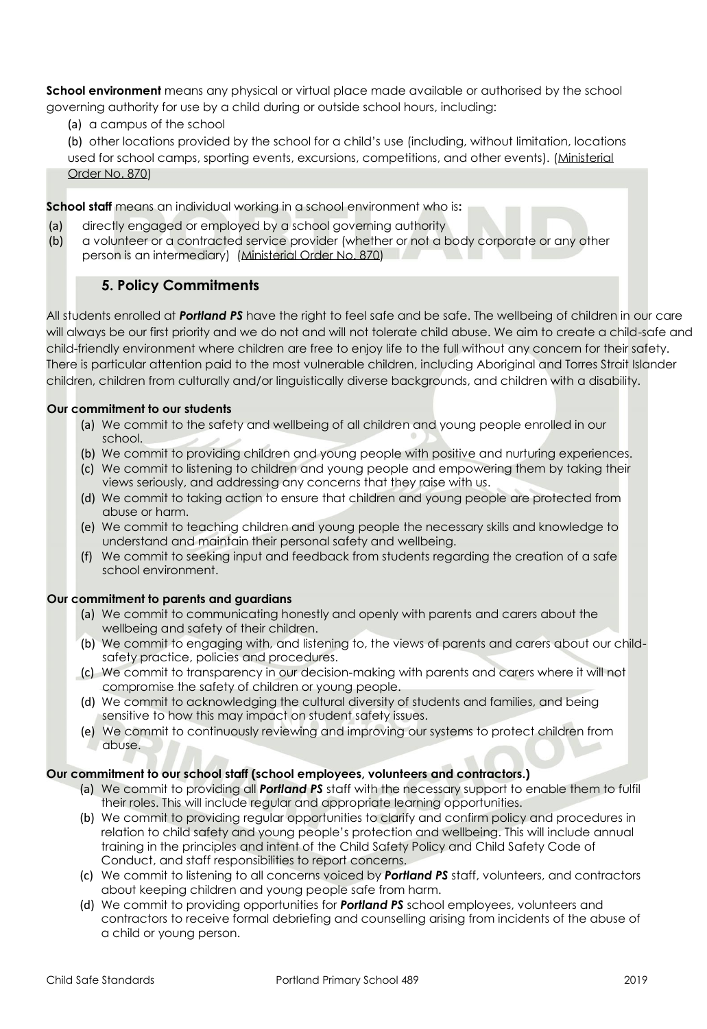**School environment** means any physical or virtual place made available or authorised by the school governing authority for use by a child during or outside school hours, including:

(a) a campus of the school

(b) other locations provided by the school for a child's use (including, without limitation, locations used for school camps, sporting events, excursions, competitions, and other events). (Ministerial Order No. 870)

**School staff** means an individual working in a school environment who is**:**

(a) directly engaged or employed by a school governing authority

(b) a volunteer or a contracted service provider (whether or not a body corporate or any other person is an intermediary) (Ministerial Order No. 870)

## 5. Policy Commitments

All students enrolled at ***Portland PS*** have the right to feel safe and be safe. The wellbeing of children in our care will always be our first priority and we do not and will not tolerate child abuse. We aim to create a child-safe and child-friendly environment where children are free to enjoy life to the full without any concern for their safety. There is particular attention paid to the most vulnerable children, including Aboriginal and Torres Strait Islander children, children from culturally and/or linguistically diverse backgrounds, and children with a disability.

**Our commitment to our students**

(a) We commit to the safety and wellbeing of all children and young people enrolled in our school.

(b) We commit to providing children and young people with positive and nurturing experiences.

(c) We commit to listening to children and young people and empowering them by taking their views seriously, and addressing any concerns that they raise with us.

(d) We commit to taking action to ensure that children and young people are protected from abuse or harm.

(e) We commit to teaching children and young people the necessary skills and knowledge to understand and maintain their personal safety and wellbeing.

(f) We commit to seeking input and feedback from students regarding the creation of a safe school environment.

**Our commitment to parents and guardians**

(a) We commit to communicating honestly and openly with parents and carers about the wellbeing and safety of their children.

(b) We commit to engaging with, and listening to, the views of parents and carers about our child-safety practice, policies and procedures.

(c) We commit to transparency in our decision-making with parents and carers where it will not compromise the safety of children or young people.

(d) We commit to acknowledging the cultural diversity of students and families, and being sensitive to how this may impact on student safety issues.

(e) We commit to continuously reviewing and improving our systems to protect children from abuse.

**Our commitment to our school staff (school employees, volunteers and contractors.)**

(a) We commit to providing all ***Portland PS*** staff with the necessary support to enable them to fulfil their roles. This will include regular and appropriate learning opportunities.

(b) We commit to providing regular opportunities to clarify and confirm policy and procedures in relation to child safety and young people's protection and wellbeing. This will include annual training in the principles and intent of the Child Safety Policy and Child Safety Code of Conduct, and staff responsibilities to report concerns.

(c) We commit to listening to all concerns voiced by ***Portland PS*** staff, volunteers, and contractors about keeping children and young people safe from harm.

(d) We commit to providing opportunities for ***Portland PS*** school employees, volunteers and contractors to receive formal debriefing and counselling arising from incidents of the abuse of a child or young person.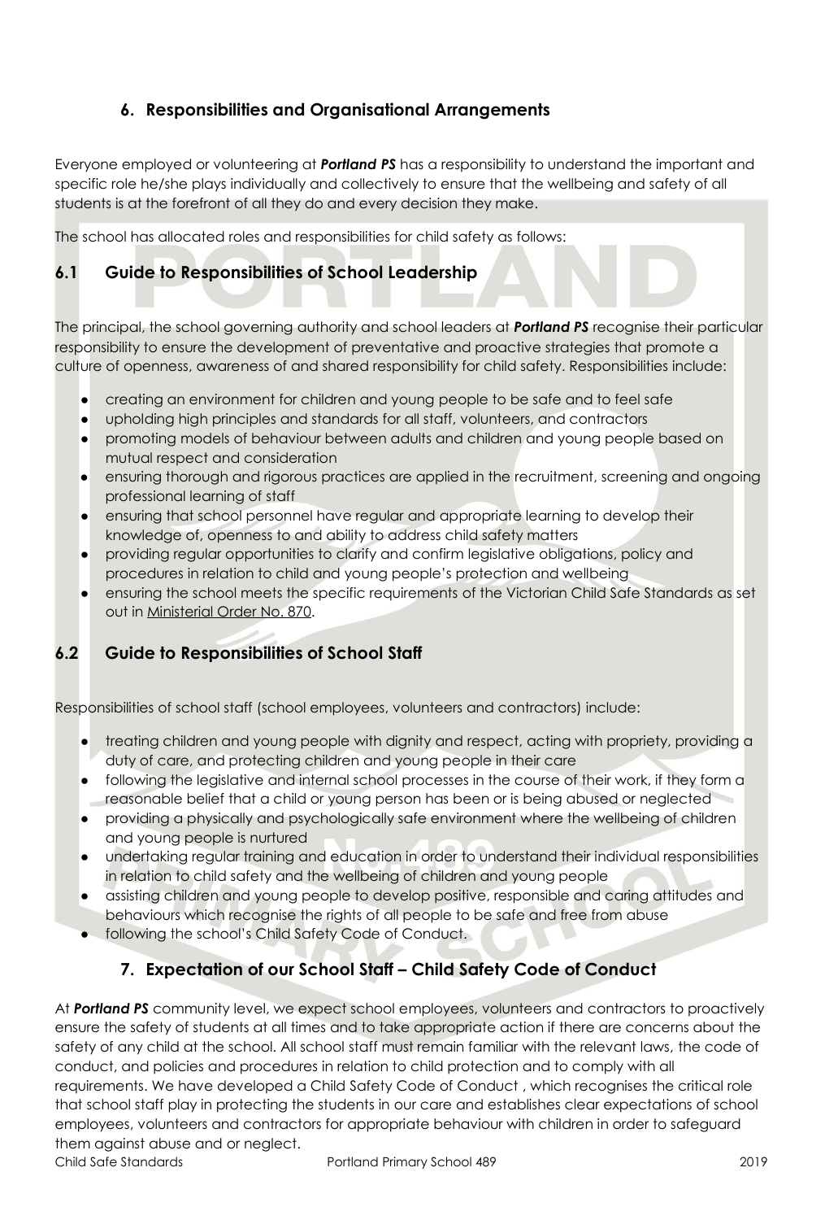## 6. Responsibilities and Organisational Arrangements

Everyone employed or volunteering at ***Portland PS*** has a responsibility to understand the important and specific role he/she plays individually and collectively to ensure that the wellbeing and safety of all students is at the forefront of all they do and every decision they make.

The school has allocated roles and responsibilities for child safety as follows:

### 6.1 Guide to Responsibilities of School Leadership

The principal, the school governing authority and school leaders at ***Portland PS*** recognise their particular responsibility to ensure the development of preventative and proactive strategies that promote a culture of openness, awareness of and shared responsibility for child safety. Responsibilities include:

- creating an environment for children and young people to be safe and to feel safe
- upholding high principles and standards for all staff, volunteers, and contractors
- promoting models of behaviour between adults and children and young people based on mutual respect and consideration
- ensuring thorough and rigorous practices are applied in the recruitment, screening and ongoing professional learning of staff
- ensuring that school personnel have regular and appropriate learning to develop their knowledge of, openness to and ability to address child safety matters
- providing regular opportunities to clarify and confirm legislative obligations, policy and procedures in relation to child and young people's protection and wellbeing
- ensuring the school meets the specific requirements of the Victorian Child Safe Standards as set out in Ministerial Order No. 870.

### 6.2 Guide to Responsibilities of School Staff

Responsibilities of school staff (school employees, volunteers and contractors) include:

- treating children and young people with dignity and respect, acting with propriety, providing a duty of care, and protecting children and young people in their care
- following the legislative and internal school processes in the course of their work, if they form a reasonable belief that a child or young person has been or is being abused or neglected
- providing a physically and psychologically safe environment where the wellbeing of children and young people is nurtured
- undertaking regular training and education in order to understand their individual responsibilities in relation to child safety and the wellbeing of children and young people
- assisting children and young people to develop positive, responsible and caring attitudes and behaviours which recognise the rights of all people to be safe and free from abuse
- following the school's Child Safety Code of Conduct.

## 7. Expectation of our School Staff – Child Safety Code of Conduct

At ***Portland PS*** community level, we expect school employees, volunteers and contractors to proactively ensure the safety of students at all times and to take appropriate action if there are concerns about the safety of any child at the school. All school staff must remain familiar with the relevant laws, the code of conduct, and policies and procedures in relation to child protection and to comply with all requirements. We have developed a Child Safety Code of Conduct , which recognises the critical role that school staff play in protecting the students in our care and establishes clear expectations of school employees, volunteers and contractors for appropriate behaviour with children in order to safeguard them against abuse and or neglect.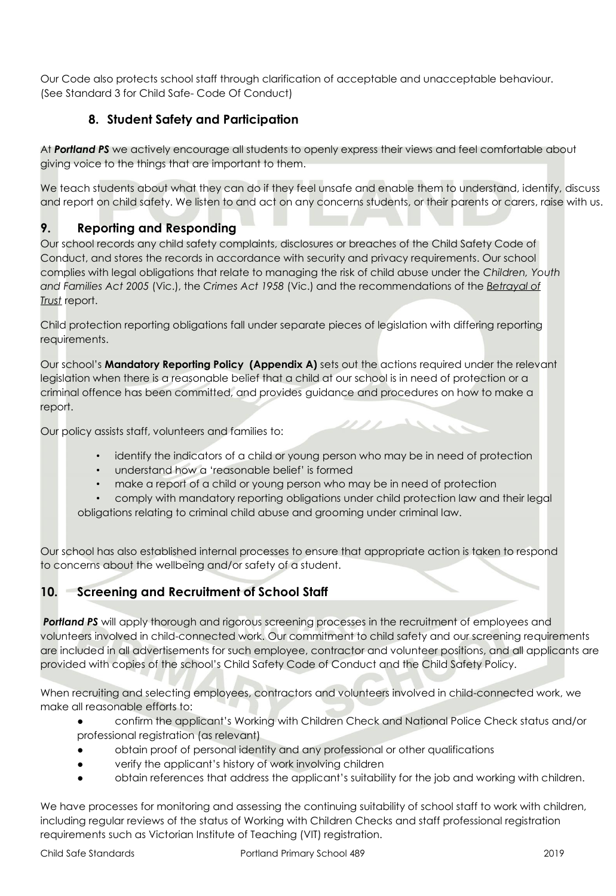Our Code also protects school staff through clarification of acceptable and unacceptable behaviour. (See Standard 3 for Child Safe- Code Of Conduct)

## 8. Student Safety and Participation

At ***Portland PS*** we actively encourage all students to openly express their views and feel comfortable about giving voice to the things that are important to them.

We teach students about what they can do if they feel unsafe and enable them to understand, identify, discuss and report on child safety. We listen to and act on any concerns students, or their parents or carers, raise with us.

## 9. Reporting and Responding

Our school records any child safety complaints, disclosures or breaches of the Child Safety Code of Conduct, and stores the records in accordance with security and privacy requirements. Our school complies with legal obligations that relate to managing the risk of child abuse under the *Children, Youth and Families Act 2005* (Vic.), the *Crimes Act 1958* (Vic.) and the recommendations of the *Betrayal of Trust* report.

Child protection reporting obligations fall under separate pieces of legislation with differing reporting requirements.

Our school's **Mandatory Reporting Policy (Appendix A)** sets out the actions required under the relevant legislation when there is a reasonable belief that a child at our school is in need of protection or a criminal offence has been committed, and provides guidance and procedures on how to make a report.

Our policy assists staff, volunteers and families to:

- identify the indicators of a child or young person who may be in need of protection
- understand how a 'reasonable belief' is formed
- make a report of a child or young person who may be in need of protection
- comply with mandatory reporting obligations under child protection law and their legal obligations relating to criminal child abuse and grooming under criminal law.

Our school has also established internal processes to ensure that appropriate action is taken to respond to concerns about the wellbeing and/or safety of a student.

## 10. Screening and Recruitment of School Staff

***Portland PS*** will apply thorough and rigorous screening processes in the recruitment of employees and volunteers involved in child-connected work. Our commitment to child safety and our screening requirements are included in all advertisements for such employee, contractor and volunteer positions, and all applicants are provided with copies of the school's Child Safety Code of Conduct and the Child Safety Policy.

When recruiting and selecting employees, contractors and volunteers involved in child-connected work, we make all reasonable efforts to:

- confirm the applicant's Working with Children Check and National Police Check status and/or professional registration (as relevant)
- obtain proof of personal identity and any professional or other qualifications
- verify the applicant's history of work involving children
- obtain references that address the applicant's suitability for the job and working with children.

We have processes for monitoring and assessing the continuing suitability of school staff to work with children, including regular reviews of the status of Working with Children Checks and staff professional registration requirements such as Victorian Institute of Teaching (VIT) registration.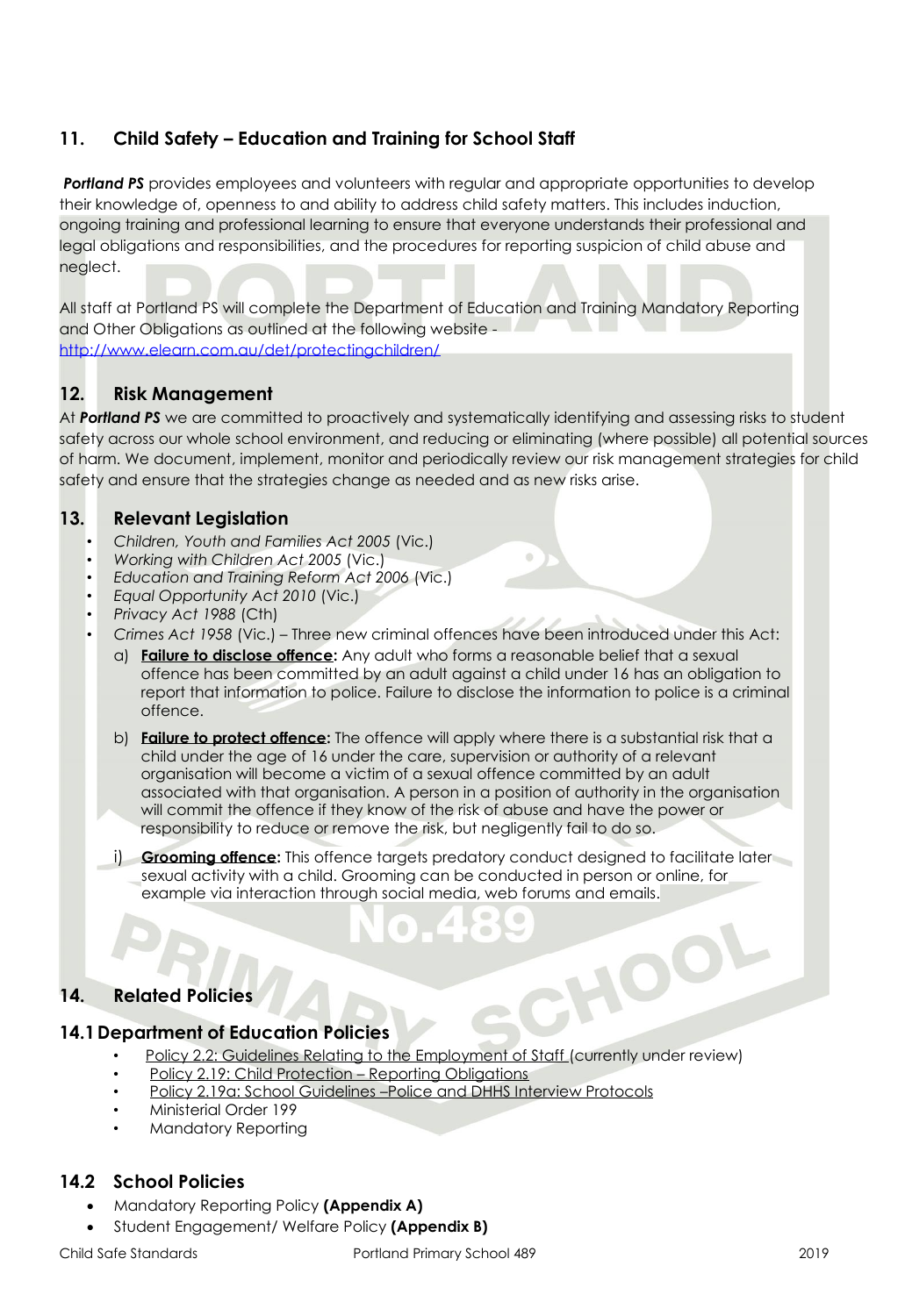## 11. Child Safety – Education and Training for School Staff

***Portland PS*** provides employees and volunteers with regular and appropriate opportunities to develop their knowledge of, openness to and ability to address child safety matters. This includes induction, ongoing training and professional learning to ensure that everyone understands their professional and legal obligations and responsibilities, and the procedures for reporting suspicion of child abuse and neglect.

All staff at Portland PS will complete the Department of Education and Training Mandatory Reporting and Other Obligations as outlined at the following website - [http://www.elearn.com.au/det/protectingchildren/](http://www.elearn.com.au/det/protectingchildren/)

## 12. Risk Management

At ***Portland PS*** we are committed to proactively and systematically identifying and assessing risks to student safety across our whole school environment, and reducing or eliminating (where possible) all potential sources of harm. We document, implement, monitor and periodically review our risk management strategies for child safety and ensure that the strategies change as needed and as new risks arise.

## 13. Relevant Legislation

- *Children, Youth and Families Act 2005* (Vic.)
- *Working with Children Act 2005* (Vic.)
- *Education and Training Reform Act 2006* (Vic.)
- *Equal Opportunity Act 2010* (Vic.)
- *Privacy Act 1988* (Cth)
- *Crimes Act 1958* (Vic.) – Three new criminal offences have been introduced under this Act:
  a) **Failure to disclose offence:** Any adult who forms a reasonable belief that a sexual offence has been committed by an adult against a child under 16 has an obligation to report that information to police. Failure to disclose the information to police is a criminal offence.

  b) **Failure to protect offence:** The offence will apply where there is a substantial risk that a child under the age of 16 under the care, supervision or authority of a relevant organisation will become a victim of a sexual offence committed by an adult associated with that organisation. A person in a position of authority in the organisation will commit the offence if they know of the risk of abuse and have the power or responsibility to reduce or remove the risk, but negligently fail to do so.

  i) **Grooming offence:** This offence targets predatory conduct designed to facilitate later sexual activity with a child. Grooming can be conducted in person or online, for example via interaction through social media, web forums and emails.

## 14. Related Policies

### 14.1 Department of Education Policies

- Policy 2.2: Guidelines Relating to the Employment of Staff (currently under review)
- Policy 2.19: Child Protection – Reporting Obligations
- Policy 2.19a: School Guidelines –Police and DHHS Interview Protocols
- Ministerial Order 199
- Mandatory Reporting

### 14.2 School Policies

- Mandatory Reporting Policy **(Appendix A)**
- Student Engagement/ Welfare Policy **(Appendix B)**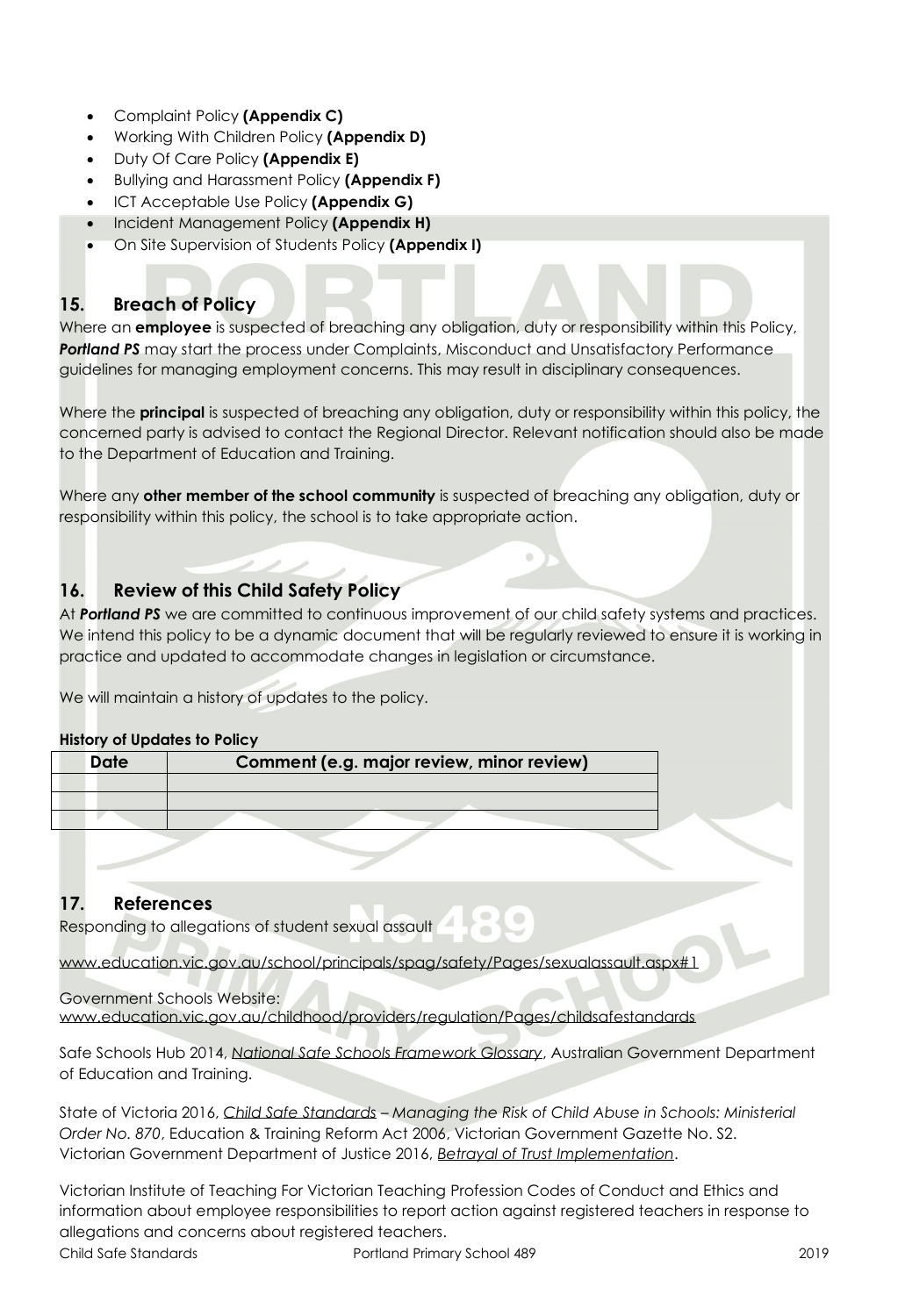- Complaint Policy **(Appendix C)**
- Working With Children Policy **(Appendix D)**
- Duty Of Care Policy **(Appendix E)**
- Bullying and Harassment Policy **(Appendix F)**
- ICT Acceptable Use Policy **(Appendix G)**
- Incident Management Policy **(Appendix H)**
- On Site Supervision of Students Policy **(Appendix I)**

## 15. Breach of Policy

Where an **employee** is suspected of breaching any obligation, duty or responsibility within this Policy, ***Portland PS*** may start the process under Complaints, Misconduct and Unsatisfactory Performance guidelines for managing employment concerns. This may result in disciplinary consequences.

Where the **principal** is suspected of breaching any obligation, duty or responsibility within this policy, the concerned party is advised to contact the Regional Director. Relevant notification should also be made to the Department of Education and Training.

Where any **other member of the school community** is suspected of breaching any obligation, duty or responsibility within this policy, the school is to take appropriate action.

## 16. Review of this Child Safety Policy

At ***Portland PS*** we are committed to continuous improvement of our child safety systems and practices. We intend this policy to be a dynamic document that will be regularly reviewed to ensure it is working in practice and updated to accommodate changes in legislation or circumstance.

We will maintain a history of updates to the policy.

**History of Updates to Policy**

| Date | Comment (e.g. major review, minor review) |
|---|---|
| | |
| | |
| | |

## 17. References

Responding to allegations of student sexual assault

www.education.vic.gov.au/school/principals/spag/safety/Pages/sexualassault.aspx#1

Government Schools Website:
www.education.vic.gov.au/childhood/providers/regulation/Pages/childsafestandards

Safe Schools Hub 2014, *National Safe Schools Framework Glossary*, Australian Government Department of Education and Training.

State of Victoria 2016, *Child Safe Standards – Managing the Risk of Child Abuse in Schools: Ministerial Order No. 870*, Education & Training Reform Act 2006, Victorian Government Gazette No. S2.
Victorian Government Department of Justice 2016, *Betrayal of Trust Implementation*.

Victorian Institute of Teaching For Victorian Teaching Profession Codes of Conduct and Ethics and information about employee responsibilities to report action against registered teachers in response to allegations and concerns about registered teachers.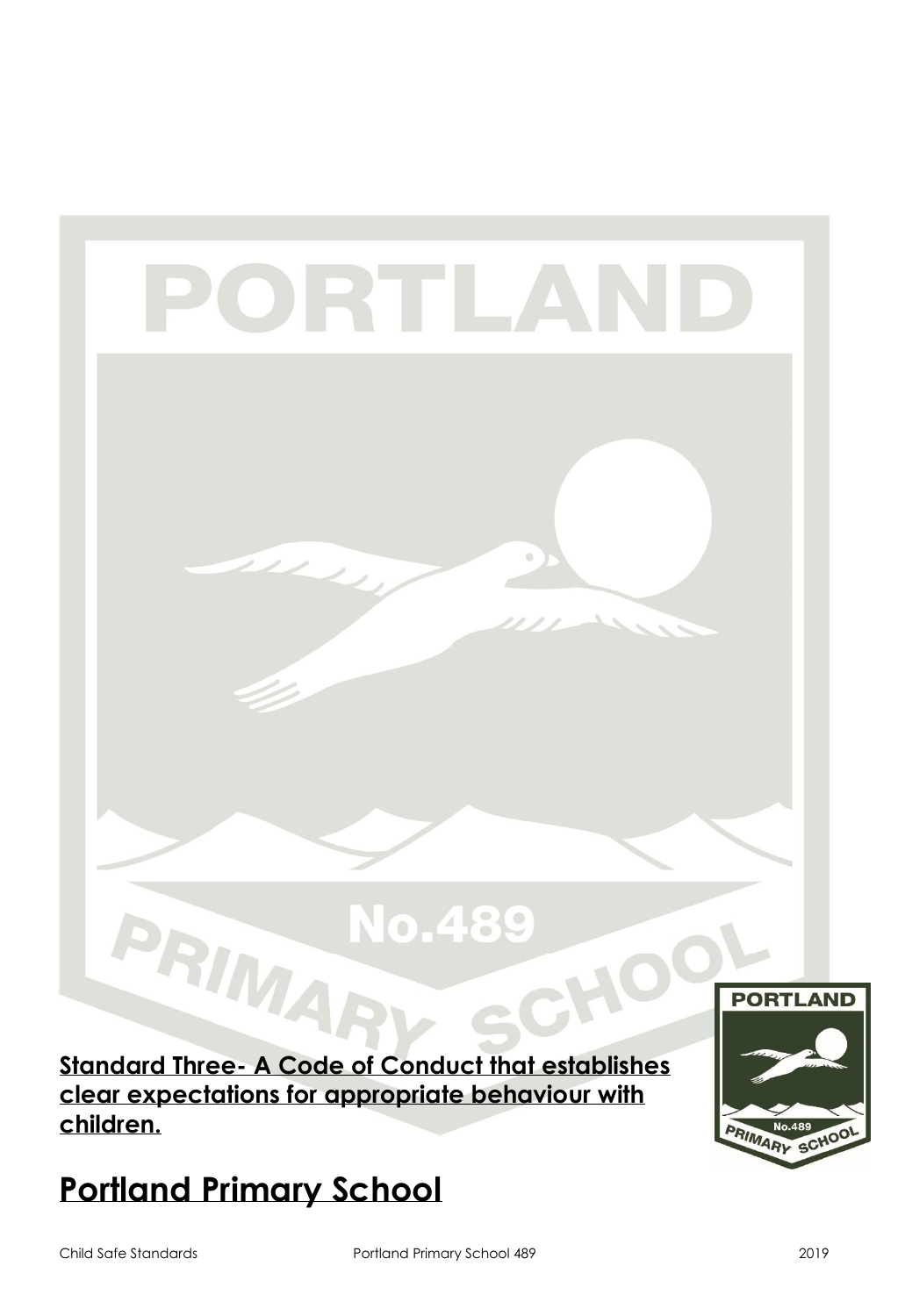**Standard Three- A Code of Conduct that establishes clear expectations for appropriate behaviour with children.**

# Portland Primary School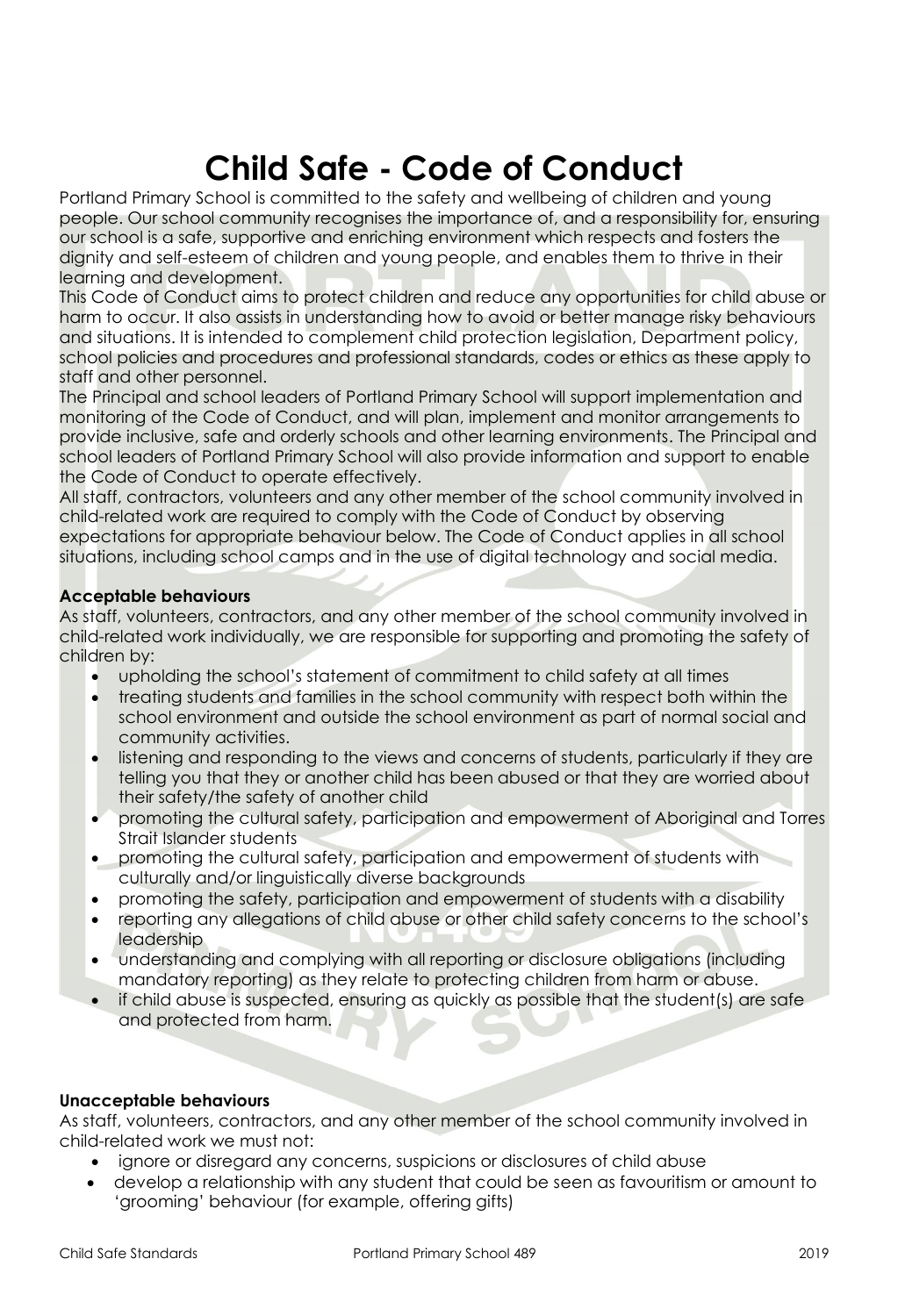# Child Safe - Code of Conduct

Portland Primary School is committed to the safety and wellbeing of children and young people. Our school community recognises the importance of, and a responsibility for, ensuring our school is a safe, supportive and enriching environment which respects and fosters the dignity and self-esteem of children and young people, and enables them to thrive in their learning and development.

This Code of Conduct aims to protect children and reduce any opportunities for child abuse or harm to occur. It also assists in understanding how to avoid or better manage risky behaviours and situations. It is intended to complement child protection legislation, Department policy, school policies and procedures and professional standards, codes or ethics as these apply to staff and other personnel.

The Principal and school leaders of Portland Primary School will support implementation and monitoring of the Code of Conduct, and will plan, implement and monitor arrangements to provide inclusive, safe and orderly schools and other learning environments. The Principal and school leaders of Portland Primary School will also provide information and support to enable the Code of Conduct to operate effectively.

All staff, contractors, volunteers and any other member of the school community involved in child-related work are required to comply with the Code of Conduct by observing expectations for appropriate behaviour below. The Code of Conduct applies in all school situations, including school camps and in the use of digital technology and social media.

**Acceptable behaviours**

As staff, volunteers, contractors, and any other member of the school community involved in child-related work individually, we are responsible for supporting and promoting the safety of children by:

- upholding the school's statement of commitment to child safety at all times
- treating students and families in the school community with respect both within the school environment and outside the school environment as part of normal social and community activities.
- listening and responding to the views and concerns of students, particularly if they are telling you that they or another child has been abused or that they are worried about their safety/the safety of another child
- promoting the cultural safety, participation and empowerment of Aboriginal and Torres Strait Islander students
- promoting the cultural safety, participation and empowerment of students with culturally and/or linguistically diverse backgrounds
- promoting the safety, participation and empowerment of students with a disability
- reporting any allegations of child abuse or other child safety concerns to the school's leadership
- understanding and complying with all reporting or disclosure obligations (including mandatory reporting) as they relate to protecting children from harm or abuse.
- if child abuse is suspected, ensuring as quickly as possible that the student(s) are safe and protected from harm.

**Unacceptable behaviours**

As staff, volunteers, contractors, and any other member of the school community involved in child-related work we must not:

- ignore or disregard any concerns, suspicions or disclosures of child abuse
- develop a relationship with any student that could be seen as favouritism or amount to 'grooming' behaviour (for example, offering gifts)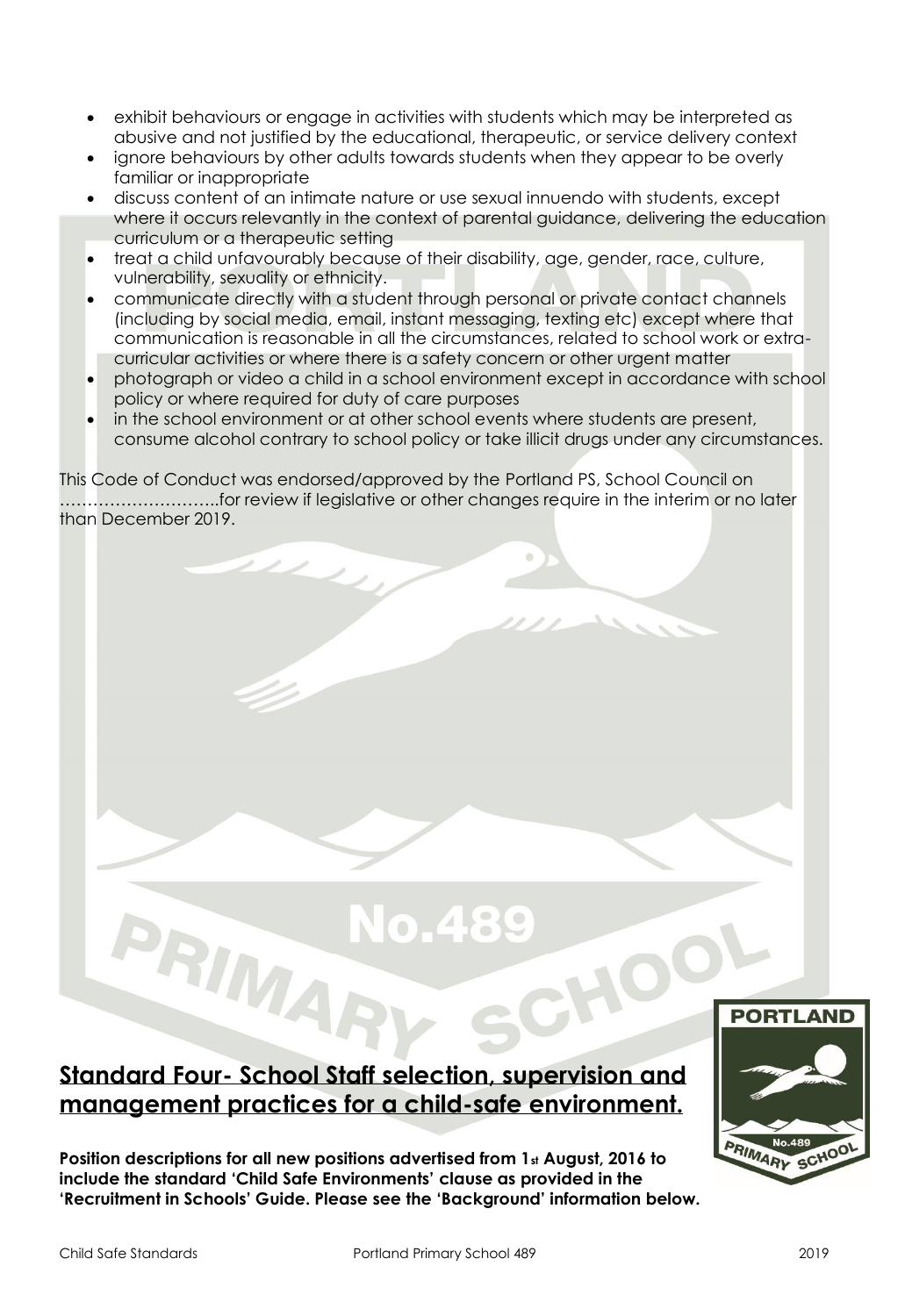- exhibit behaviours or engage in activities with students which may be interpreted as abusive and not justified by the educational, therapeutic, or service delivery context
- ignore behaviours by other adults towards students when they appear to be overly familiar or inappropriate
- discuss content of an intimate nature or use sexual innuendo with students, except where it occurs relevantly in the context of parental guidance, delivering the education curriculum or a therapeutic setting
- treat a child unfavourably because of their disability, age, gender, race, culture, vulnerability, sexuality or ethnicity.
- communicate directly with a student through personal or private contact channels (including by social media, email, instant messaging, texting etc) except where that communication is reasonable in all the circumstances, related to school work or extra-curricular activities or where there is a safety concern or other urgent matter
- photograph or video a child in a school environment except in accordance with school policy or where required for duty of care purposes
- in the school environment or at other school events where students are present, consume alcohol contrary to school policy or take illicit drugs under any circumstances.

This Code of Conduct was endorsed/approved by the Portland PS, School Council on ………………………..for review if legislative or other changes require in the interim or no later than December 2019.

## Standard Four- School Staff selection, supervision and management practices for a child-safe environment.

**Position descriptions for all new positions advertised from 1st August, 2016 to include the standard 'Child Safe Environments' clause as provided in the 'Recruitment in Schools' Guide. Please see the 'Background' information below.**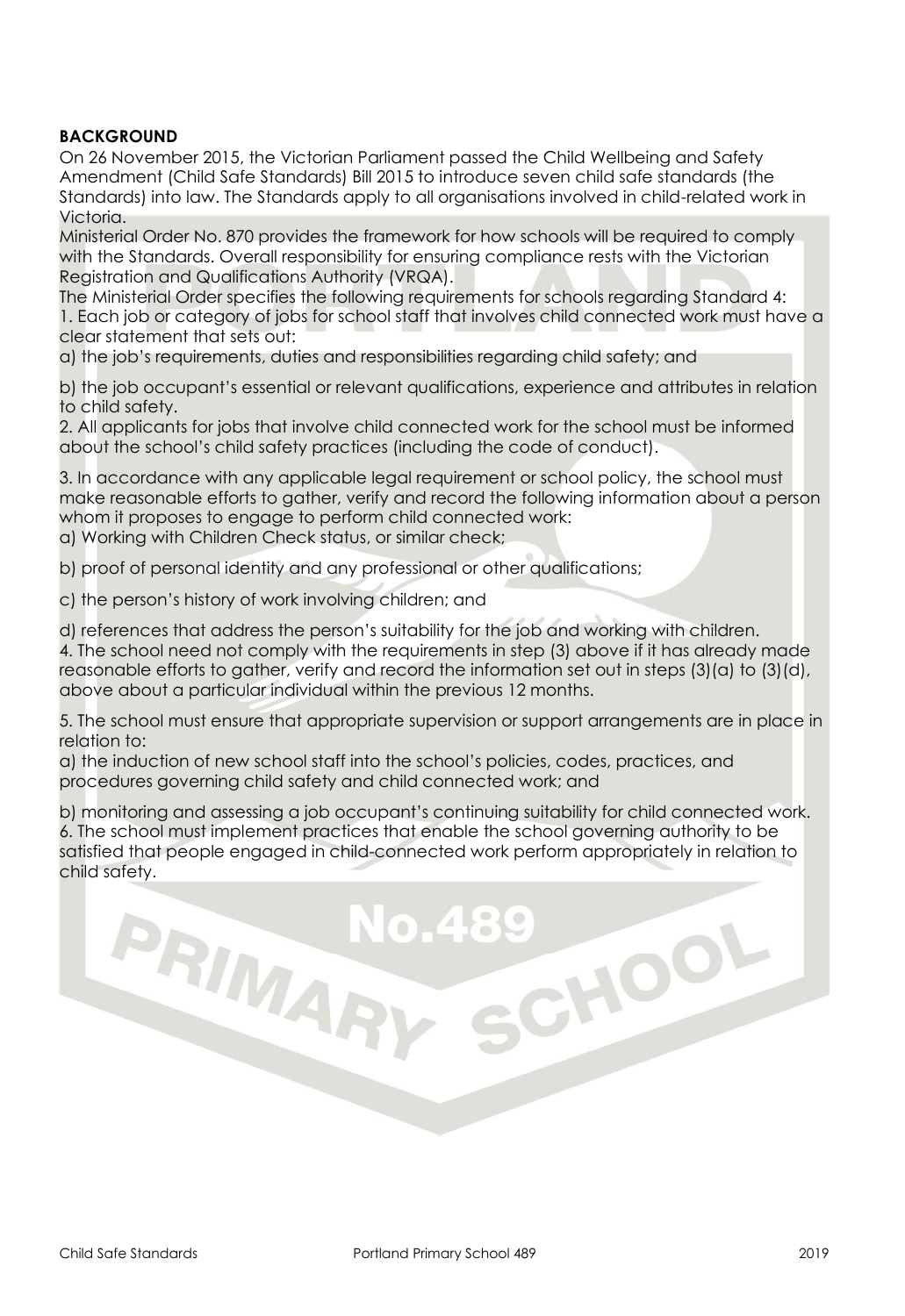**BACKGROUND**

On 26 November 2015, the Victorian Parliament passed the Child Wellbeing and Safety Amendment (Child Safe Standards) Bill 2015 to introduce seven child safe standards (the Standards) into law. The Standards apply to all organisations involved in child-related work in Victoria.

Ministerial Order No. 870 provides the framework for how schools will be required to comply with the Standards. Overall responsibility for ensuring compliance rests with the Victorian Registration and Qualifications Authority (VRQA).

The Ministerial Order specifies the following requirements for schools regarding Standard 4:

1. Each job or category of jobs for school staff that involves child connected work must have a clear statement that sets out:

a) the job's requirements, duties and responsibilities regarding child safety; and

b) the job occupant's essential or relevant qualifications, experience and attributes in relation to child safety.

2. All applicants for jobs that involve child connected work for the school must be informed about the school's child safety practices (including the code of conduct).

3. In accordance with any applicable legal requirement or school policy, the school must make reasonable efforts to gather, verify and record the following information about a person whom it proposes to engage to perform child connected work:

a) Working with Children Check status, or similar check;

b) proof of personal identity and any professional or other qualifications;

c) the person's history of work involving children; and

d) references that address the person's suitability for the job and working with children.

4. The school need not comply with the requirements in step (3) above if it has already made reasonable efforts to gather, verify and record the information set out in steps (3)(a) to (3)(d), above about a particular individual within the previous 12 months.

5. The school must ensure that appropriate supervision or support arrangements are in place in relation to:

a) the induction of new school staff into the school's policies, codes, practices, and procedures governing child safety and child connected work; and

b) monitoring and assessing a job occupant's continuing suitability for child connected work.

6. The school must implement practices that enable the school governing authority to be satisfied that people engaged in child-connected work perform appropriately in relation to child safety.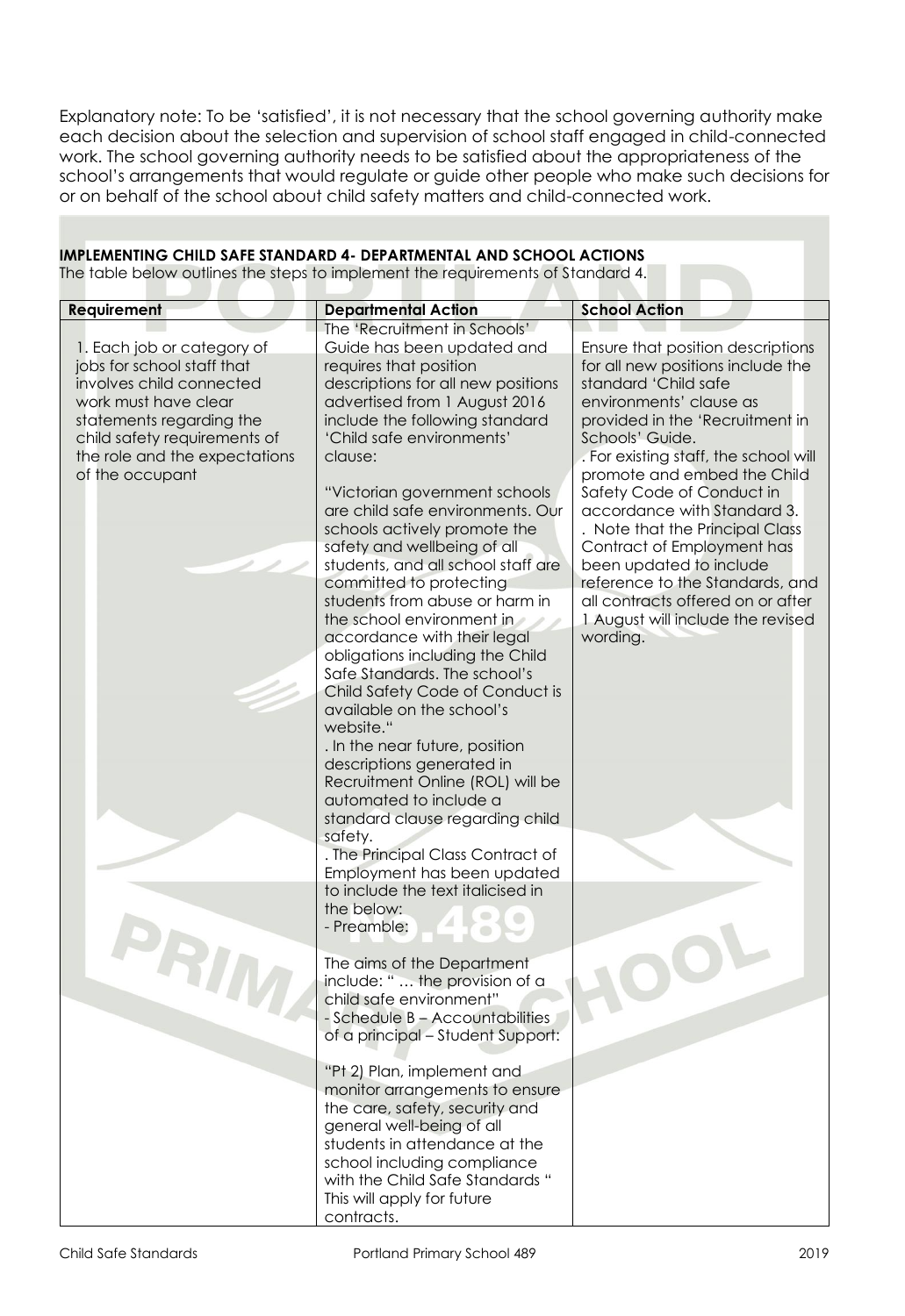Explanatory note: To be 'satisfied', it is not necessary that the school governing authority make each decision about the selection and supervision of school staff engaged in child-connected work. The school governing authority needs to be satisfied about the appropriateness of the school's arrangements that would regulate or guide other people who make such decisions for or on behalf of the school about child safety matters and child-connected work.

**IMPLEMENTING CHILD SAFE STANDARD 4- DEPARTMENTAL AND SCHOOL ACTIONS**

The table below outlines the steps to implement the requirements of Standard 4.

| Requirement | Departmental Action | School Action |
|---|---|---|
| 1. Each job or category of jobs for school staff that involves child connected work must have clear statements regarding the child safety requirements of the role and the expectations of the occupant | The 'Recruitment in Schools' Guide has been updated and requires that position descriptions for all new positions advertised from 1 August 2016 include the following standard 'Child safe environments' clause:<br><br>"Victorian government schools are child safe environments. Our schools actively promote the safety and wellbeing of all students, and all school staff are committed to protecting students from abuse or harm in the school environment in accordance with their legal obligations including the Child Safe Standards. The school's Child Safety Code of Conduct is available on the school's website."<br>. In the near future, position descriptions generated in Recruitment Online (ROL) will be automated to include a standard clause regarding child safety.<br>. The Principal Class Contract of Employment has been updated to include the text italicised in the below:<br>- Preamble:<br><br>The aims of the Department include: " … the provision of a child safe environment"<br>- Schedule B – Accountabilities of a principal – Student Support:<br><br>"Pt 2) Plan, implement and monitor arrangements to ensure the care, safety, security and general well-being of all students in attendance at the school including compliance with the Child Safe Standards "<br>This will apply for future contracts. | Ensure that position descriptions for all new positions include the standard 'Child safe environments' clause as provided in the 'Recruitment in Schools' Guide.<br>. For existing staff, the school will promote and embed the Child Safety Code of Conduct in accordance with Standard 3.<br>. Note that the Principal Class Contract of Employment has been updated to include reference to the Standards, and all contracts offered on or after 1 August will include the revised wording. |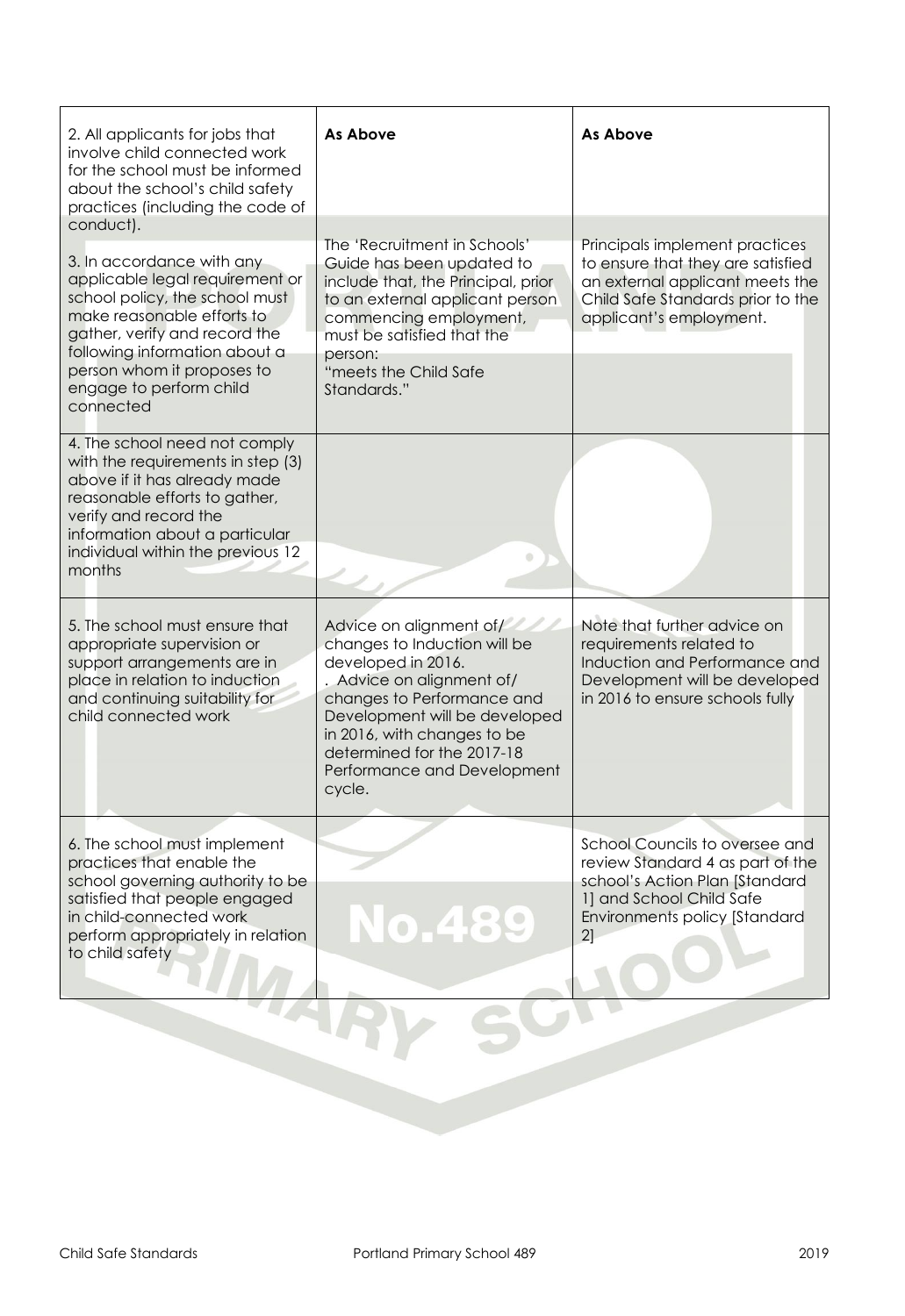| 2. All applicants for jobs that involve child connected work for the school must be informed about the school's child safety practices (including the code of conduct). | **As Above** | **As Above** |
|---|---|---|
| 3. In accordance with any applicable legal requirement or school policy, the school must make reasonable efforts to gather, verify and record the following information about a person whom it proposes to engage to perform child connected | The 'Recruitment in Schools' Guide has been updated to include that, the Principal, prior to an external applicant person commencing employment, must be satisfied that the person: "meets the Child Safe Standards." | Principals implement practices to ensure that they are satisfied an external applicant meets the Child Safe Standards prior to the applicant's employment. |
| 4. The school need not comply with the requirements in step (3) above if it has already made reasonable efforts to gather, verify and record the information about a particular individual within the previous 12 months | | |
| 5. The school must ensure that appropriate supervision or support arrangements are in place in relation to induction and continuing suitability for child connected work | Advice on alignment of/ changes to Induction will be developed in 2016. . Advice on alignment of/ changes to Performance and Development will be developed in 2016, with changes to be determined for the 2017-18 Performance and Development cycle. | Note that further advice on requirements related to Induction and Performance and Development will be developed in 2016 to ensure schools fully |
| 6. The school must implement practices that enable the school governing authority to be satisfied that people engaged in child-connected work perform appropriately in relation to child safety | | School Councils to oversee and review Standard 4 as part of the school's Action Plan [Standard 1] and School Child Safe Environments policy [Standard 2] |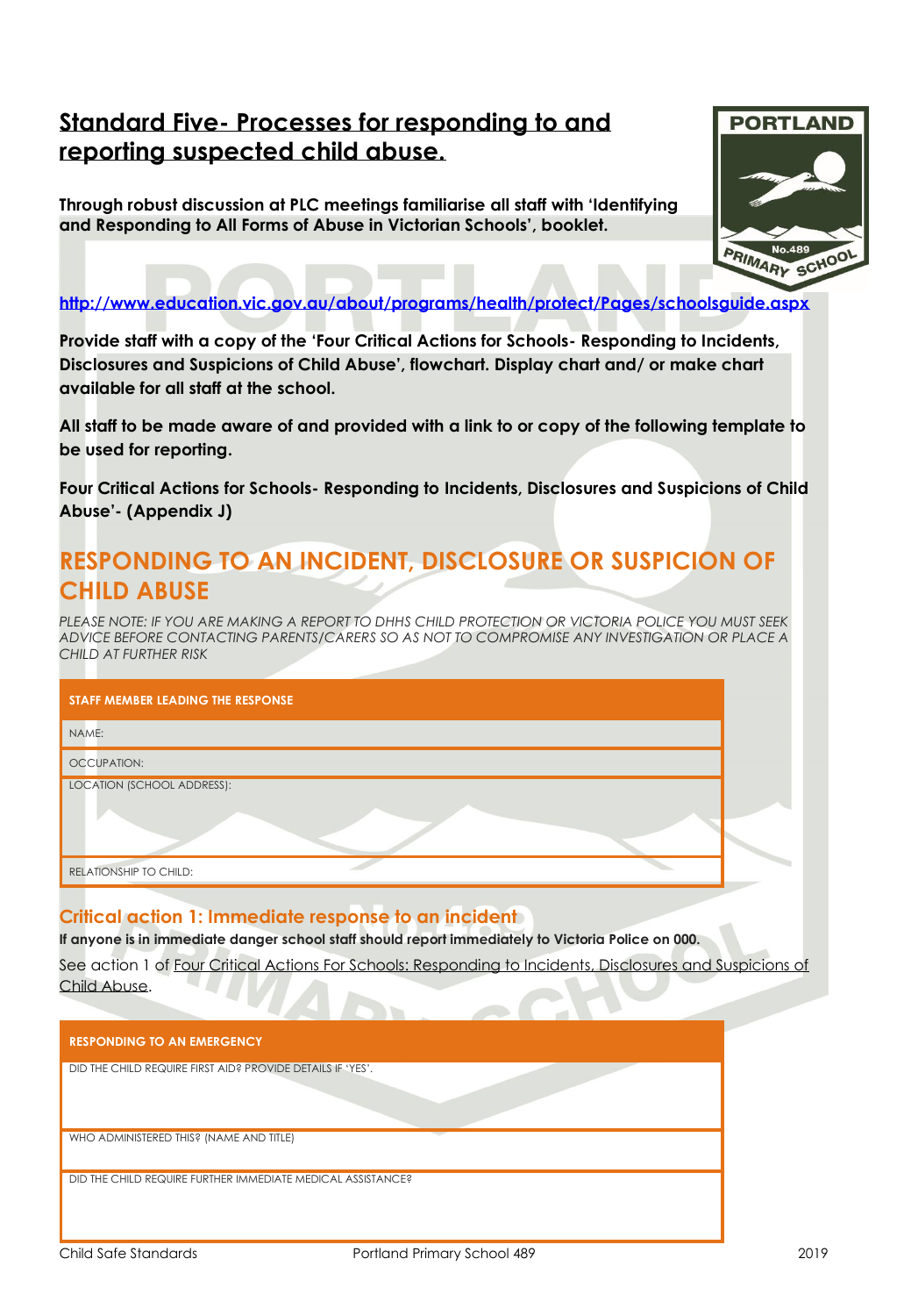## Standard Five- Processes for responding to and reporting suspected child abuse.

**Through robust discussion at PLC meetings familiarise all staff with 'Identifying and Responding to All Forms of Abuse in Victorian Schools', booklet.**

**http://www.education.vic.gov.au/about/programs/health/protect/Pages/schoolsguide.aspx**

**Provide staff with a copy of the 'Four Critical Actions for Schools- Responding to Incidents, Disclosures and Suspicions of Child Abuse', flowchart. Display chart and/ or make chart available for all staff at the school.**

**All staff to be made aware of and provided with a link to or copy of the following template to be used for reporting.**

**Four Critical Actions for Schools- Responding to Incidents, Disclosures and Suspicions of Child Abuse'- (Appendix J)**

## RESPONDING TO AN INCIDENT, DISCLOSURE OR SUSPICION OF CHILD ABUSE

*PLEASE NOTE: IF YOU ARE MAKING A REPORT TO DHHS CHILD PROTECTION OR VICTORIA POLICE YOU MUST SEEK ADVICE BEFORE CONTACTING PARENTS/CARERS SO AS NOT TO COMPROMISE ANY INVESTIGATION OR PLACE A CHILD AT FURTHER RISK*

| STAFF MEMBER LEADING THE RESPONSE |
| --- |
| NAME: |
| OCCUPATION: |
| LOCATION (SCHOOL ADDRESS): |
| RELATIONSHIP TO CHILD: |

### Critical action 1: Immediate response to an incident

**If anyone is in immediate danger school staff should report immediately to Victoria Police on 000.**

See action 1 of Four Critical Actions For Schools: Responding to Incidents, Disclosures and Suspicions of Child Abuse.

| RESPONDING TO AN EMERGENCY |
| --- |
| DID THE CHILD REQUIRE FIRST AID? PROVIDE DETAILS IF 'YES'. |
| WHO ADMINISTERED THIS? (NAME AND TITLE) |
| DID THE CHILD REQUIRE FURTHER IMMEDIATE MEDICAL ASSISTANCE? |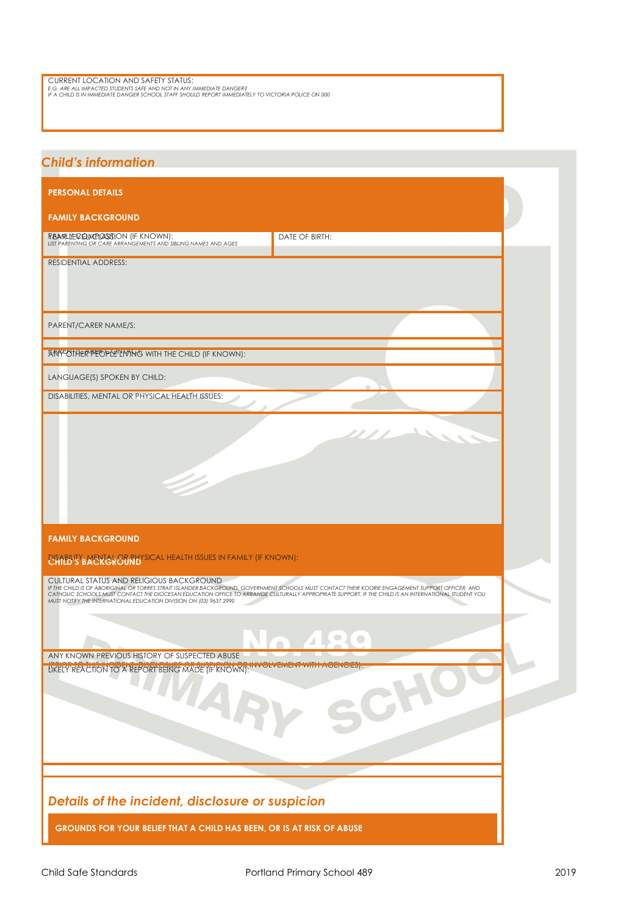CURRENT LOCATION AND SAFETY STATUS:

*E.G. ARE ALL IMPACTED STUDENTS SAFE AND NOT IN ANY IMMEDIATE DANGER?*
*IF A CHILD IS IN IMMEDIATE DANGER SCHOOL STAFF SHOULD REPORT IMMEDIATELY TO VICTORIA POLICE ON 000*

## *Child's information*

**PERSONAL DETAILS**

**FAMILY BACKGROUND**

| FAMILY COMPOSITION (IF KNOWN): *LIST PARENTING OR CARE ARRANGEMENTS AND SIBLING NAMES AND AGES* | DATE OF BIRTH: |
|---|---|

RESIDENTIAL ADDRESS:

PARENT/CARER NAME/S:

ANY OTHER PEOPLE LIVING WITH THE CHILD (IF KNOWN):

LANGUAGE(S) SPOKEN BY CHILD:

DISABILITIES, MENTAL OR PHYSICAL HEALTH ISSUES:

**FAMILY BACKGROUND**

**CHILD'S BACKGROUND**

DISABILITY, MENTAL OR PHYSICAL HEALTH ISSUES IN FAMILY (IF KNOWN):

CULTURAL STATUS AND RELIGIOUS BACKGROUND

*IF THE CHILD IS OF ABORIGINAL OR TORRES STRAIT ISLANDER BACKGROUND, GOVERNMENT SCHOOLS MUST CONTACT THEIR KOORIE ENGAGEMENT SUPPORT OFFICER, AND CATHOLIC SCHOOLS MUST CONTACT THE DIOCESAN EDUCATION OFFICE TO ARRANGE CULTURALLY APPROPRIATE SUPPORT. IF THE CHILD IS AN INTERNATIONAL STUDENT YOU MUST NOTIFY THE INTERNATIONAL EDUCATION DIVISION ON (03) 9637 2990*

ANY KNOWN PREVIOUS HISTORY OF SUSPECTED ABUSE

*(PRIOR TO THIS INCIDENT, DISCLOSURE OR SUSPICION OR INVOLVEMENT WITH AGENCIES):*

LIKELY REACTION TO A REPORT BEING MADE (IF KNOWN):

## *Details of the incident, disclosure or suspicion*

**GROUNDS FOR YOUR BELIEF THAT A CHILD HAS BEEN, OR IS AT RISK OF ABUSE**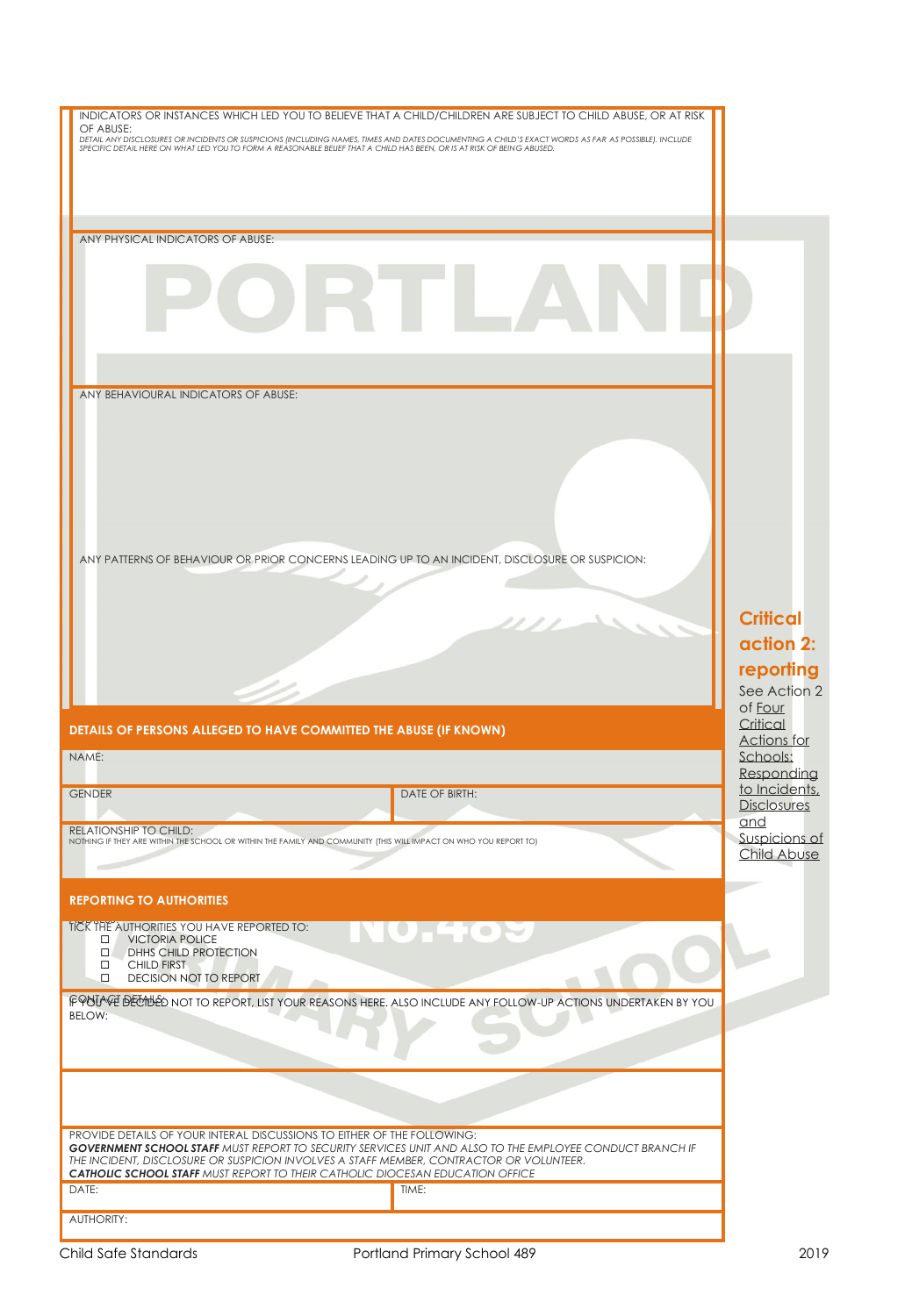INDICATORS OR INSTANCES WHICH LED YOU TO BELIEVE THAT A CHILD/CHILDREN ARE SUBJECT TO CHILD ABUSE, OR AT RISK OF ABUSE:

*DETAIL ANY DISCLOSURES OR INCIDENTS OR SUSPICIONS (INCLUDING NAMES, TIMES AND DATES DOCUMENTING A CHILD'S EXACT WORDS AS FAR AS POSSIBLE). INCLUDE SPECIFIC DETAIL HERE ON WHAT LED YOU TO FORM A REASONABLE BELIEF THAT A CHILD HAS BEEN, OR IS AT RISK OF BEING ABUSED.*

ANY PHYSICAL INDICATORS OF ABUSE:

ANY BEHAVIOURAL INDICATORS OF ABUSE:

ANY PATTERNS OF BEHAVIOUR OR PRIOR CONCERNS LEADING UP TO AN INCIDENT, DISCLOSURE OR SUSPICION:

## Critical action 2: reporting

See Action 2 of Four Critical Actions for Schools: Responding to Incidents, Disclosures and Suspicions of Child Abuse

**DETAILS OF PERSONS ALLEGED TO HAVE COMMITTED THE ABUSE (IF KNOWN)**

| NAME: | |
|---|---|
| GENDER | DATE OF BIRTH: |
| RELATIONSHIP TO CHILD: NOTHING IF THEY ARE WITHIN THE SCHOOL OR WITHIN THE FAMILY AND COMMUNITY (THIS WILL IMPACT ON WHO YOU REPORT TO) | |

**REPORTING TO AUTHORITIES**

TICK THE AUTHORITIES YOU HAVE REPORTED TO:

- ☐ VICTORIA POLICE
- ☐ DHHS CHILD PROTECTION
- ☐ CHILD FIRST
- ☐ DECISION NOT TO REPORT

CONTACT DETAILS

IF YOU'VE DECIDED NOT TO REPORT, LIST YOUR REASONS HERE. ALSO INCLUDE ANY FOLLOW-UP ACTIONS UNDERTAKEN BY YOU BELOW:

PROVIDE DETAILS OF YOUR INTERAL DISCUSSIONS TO EITHER OF THE FOLLOWING:

***GOVERNMENT SCHOOL STAFF*** *MUST REPORT TO SECURITY SERVICES UNIT AND ALSO TO THE EMPLOYEE CONDUCT BRANCH IF THE INCIDENT, DISCLOSURE OR SUSPICION INVOLVES A STAFF MEMBER, CONTRACTOR OR VOLUNTEER.*

***CATHOLIC SCHOOL STAFF*** *MUST REPORT TO THEIR CATHOLIC DIOCESAN EDUCATION OFFICE*

| DATE: | TIME: |
|---|---|
| AUTHORITY: | |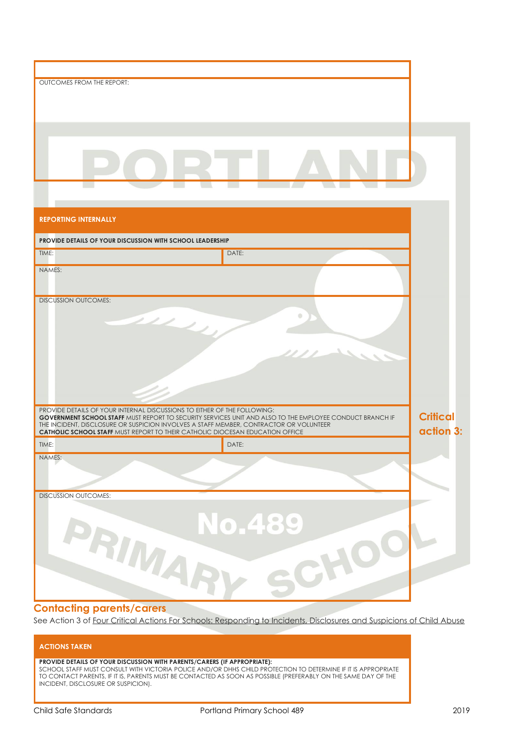| |
|---|
| OUTCOMES FROM THE REPORT: |

| REPORTING INTERNALLY | |
|---|---|
| **PROVIDE DETAILS OF YOUR DISCUSSION WITH SCHOOL LEADERSHIP** | |
| TIME: | DATE: |
| NAMES: | |
| DISCUSSION OUTCOMES: | |
| PROVIDE DETAILS OF YOUR INTERNAL DISCUSSIONS TO EITHER OF THE FOLLOWING:<br>**GOVERNMENT SCHOOL STAFF** MUST REPORT TO SECURITY SERVICES UNIT AND ALSO TO THE EMPLOYEE CONDUCT BRANCH IF THE INCIDENT, DISCLOSURE OR SUSPICION INVOLVES A STAFF MEMBER, CONTRACTOR OR VOLUNTEER<br>**CATHOLIC SCHOOL STAFF** MUST REPORT TO THEIR CATHOLIC DIOCESAN EDUCATION OFFICE | |
| TIME: | DATE: |
| NAMES: | |
| DISCUSSION OUTCOMES: | |

**Critical action 3:**

## Contacting parents/carers

See Action 3 of Four Critical Actions For Schools: Responding to Incidents, Disclosures and Suspicions of Child Abuse

| ACTIONS TAKEN |
|---|
| **PROVIDE DETAILS OF YOUR DISCUSSION WITH PARENTS/CARERS (IF APPROPRIATE):**<br>SCHOOL STAFF MUST CONSULT WITH VICTORIA POLICE AND/OR DHHS CHILD PROTECTION TO DETERMINE IF IT IS APPROPRIATE TO CONTACT PARENTS, IF IT IS, PARENTS MUST BE CONTACTED AS SOON AS POSSIBLE (PREFERABLY ON THE SAME DAY OF THE INCIDENT, DISCLOSURE OR SUSPICION). |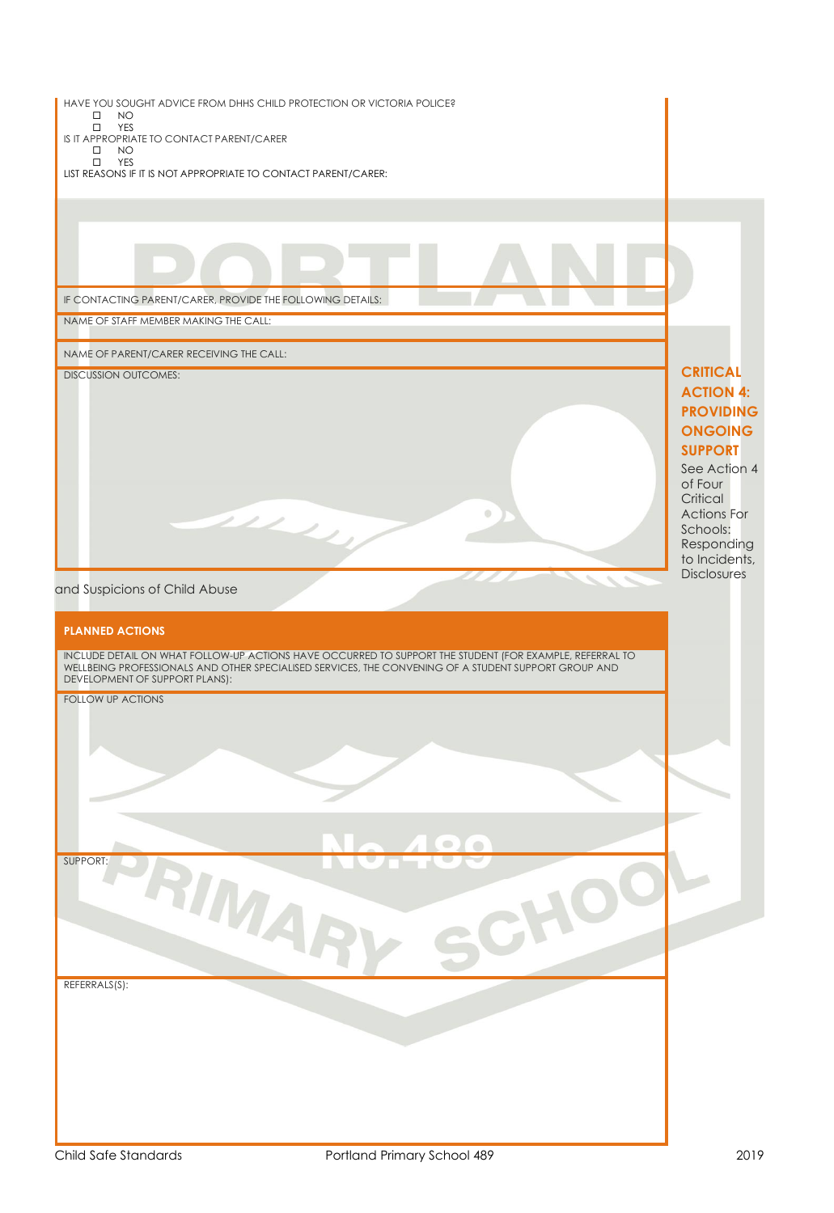HAVE YOU SOUGHT ADVICE FROM DHHS CHILD PROTECTION OR VICTORIA POLICE?

- ☐ NO
- ☐ YES

IS IT APPROPRIATE TO CONTACT PARENT/CARER

- ☐ NO
- ☐ YES

LIST REASONS IF IT IS NOT APPROPRIATE TO CONTACT PARENT/CARER:

IF CONTACTING PARENT/CARER, PROVIDE THE FOLLOWING DETAILS:

NAME OF STAFF MEMBER MAKING THE CALL:

NAME OF PARENT/CARER RECEIVING THE CALL:

DISCUSSION OUTCOMES:

## CRITICAL ACTION 4: PROVIDING ONGOING SUPPORT

See Action 4 of Four Critical Actions For Schools: Responding to Incidents, Disclosures and Suspicions of Child Abuse

### PLANNED ACTIONS

INCLUDE DETAIL ON WHAT FOLLOW-UP ACTIONS HAVE OCCURRED TO SUPPORT THE STUDENT (FOR EXAMPLE, REFERRAL TO WELLBEING PROFESSIONALS AND OTHER SPECIALISED SERVICES, THE CONVENING OF A STUDENT SUPPORT GROUP AND DEVELOPMENT OF SUPPORT PLANS):

FOLLOW UP ACTIONS

SUPPORT:

REFERRALS(S):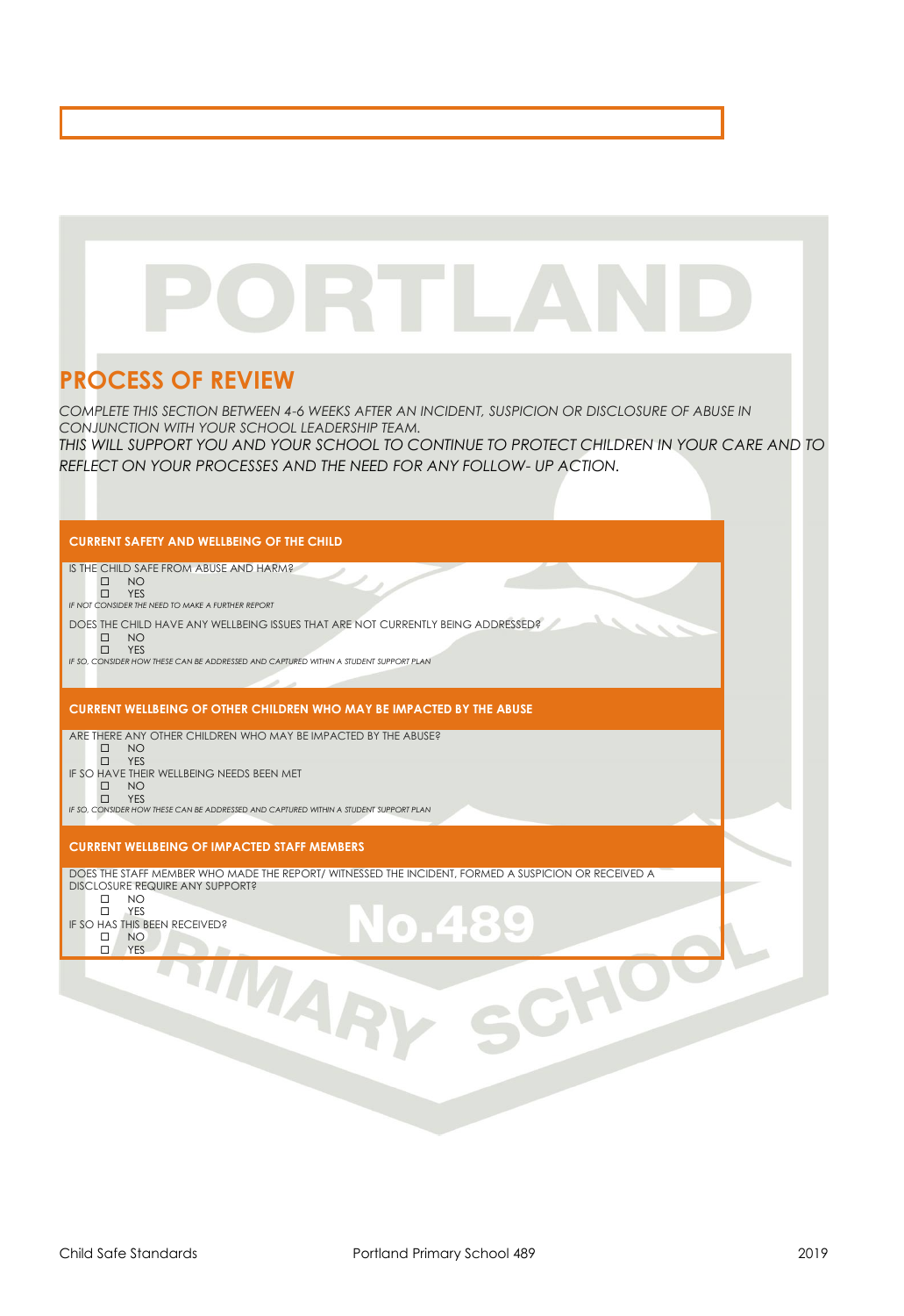## PROCESS OF REVIEW

*COMPLETE THIS SECTION BETWEEN 4-6 WEEKS AFTER AN INCIDENT, SUSPICION OR DISCLOSURE OF ABUSE IN CONJUNCTION WITH YOUR SCHOOL LEADERSHIP TEAM.*

*THIS WILL SUPPORT YOU AND YOUR SCHOOL TO CONTINUE TO PROTECT CHILDREN IN YOUR CARE AND TO REFLECT ON YOUR PROCESSES AND THE NEED FOR ANY FOLLOW- UP ACTION.*

### CURRENT SAFETY AND WELLBEING OF THE CHILD

IS THE CHILD SAFE FROM ABUSE AND HARM?

- ☐ NO
- ☐ YES

*IF NOT CONSIDER THE NEED TO MAKE A FURTHER REPORT*

DOES THE CHILD HAVE ANY WELLBEING ISSUES THAT ARE NOT CURRENTLY BEING ADDRESSED?

- ☐ NO
- ☐ YES

*IF SO, CONSIDER HOW THESE CAN BE ADDRESSED AND CAPTURED WITHIN A STUDENT SUPPORT PLAN*

### CURRENT WELLBEING OF OTHER CHILDREN WHO MAY BE IMPACTED BY THE ABUSE

ARE THERE ANY OTHER CHILDREN WHO MAY BE IMPACTED BY THE ABUSE?

- ☐ NO
- ☐ YES

IF SO HAVE THEIR WELLBEING NEEDS BEEN MET

- ☐ NO
- ☐ YES

*IF SO, CONSIDER HOW THESE CAN BE ADDRESSED AND CAPTURED WITHIN A STUDENT SUPPORT PLAN*

### CURRENT WELLBEING OF IMPACTED STAFF MEMBERS

DOES THE STAFF MEMBER WHO MADE THE REPORT/ WITNESSED THE INCIDENT, FORMED A SUSPICION OR RECEIVED A DISCLOSURE REQUIRE ANY SUPPORT?

- ☐ NO
- ☐ YES

IF SO HAS THIS BEEN RECEIVED?

- ☐ NO
- ☐ YES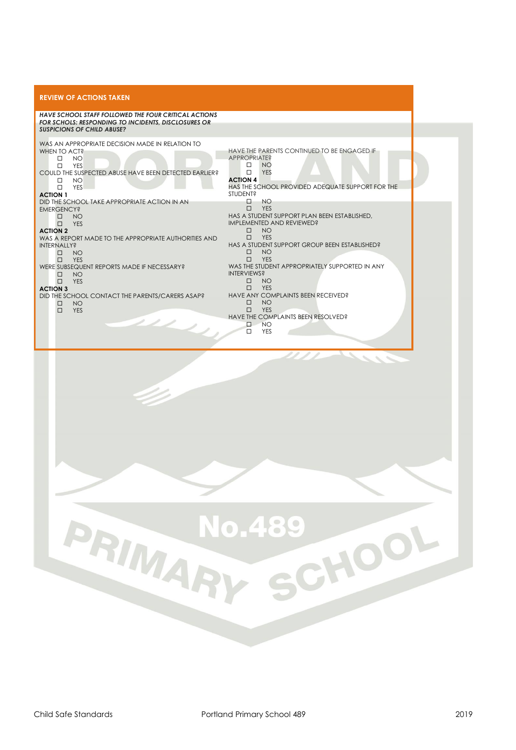## REVIEW OF ACTIONS TAKEN

***HAVE SCHOOL STAFF FOLLOWED THE FOUR CRITICAL ACTIONS FOR SCHOLS: RESPONDING TO INCIDENTS, DISCLOSURES OR SUSPICIONS OF CHILD ABUSE?***

WAS AN APPROPRIATE DECISION MADE IN RELATION TO WHEN TO ACT?

- ☐ NO
- ☐ YES

COULD THE SUSPECTED ABUSE HAVE BEEN DETECTED EARLIER?

- ☐ NO
- ☐ YES

**ACTION 1**

DID THE SCHOOL TAKE APPROPRIATE ACTION IN AN EMERGENCY?

- ☐ NO
- ☐ YES

**ACTION 2**

WAS A REPORT MADE TO THE APPROPRIATE AUTHORITIES AND INTERNALLY?

- ☐ NO
- ☐ YES

WERE SUBSEQUENT REPORTS MADE IF NECESSARY?

- ☐ NO
- ☐ YES

**ACTION 3**

DID THE SCHOOL CONTACT THE PARENTS/CARERS ASAP?

- ☐ NO
- ☐ YES

HAVE THE PARENTS CONTINUED TO BE ENGAGED IF APPROPRIATE?

- ☐ NO
- ☐ YES

**ACTION 4**

HAS THE SCHOOL PROVIDED ADEQUATE SUPPORT FOR THE STUDENT?

- ☐ NO
- ☐ YES

HAS A STUDENT SUPPORT PLAN BEEN ESTABLISHED, IMPLEMENTED AND REVIEWED?

- ☐ NO
- ☐ YES

HAS A STUDENT SUPPORT GROUP BEEN ESTABLISHED?

- ☐ NO
- ☐ YES

WAS THE STUDENT APPROPRIATELY SUPPORTED IN ANY INTERVIEWS?

- ☐ NO
- ☐ YES

HAVE ANY COMPLAINTS BEEN RECEIVED?

- ☐ NO
- ☐ YES

HAVE THE COMPLAINTS BEEN RESOLVED?

- ☐ NO
- ☐ YES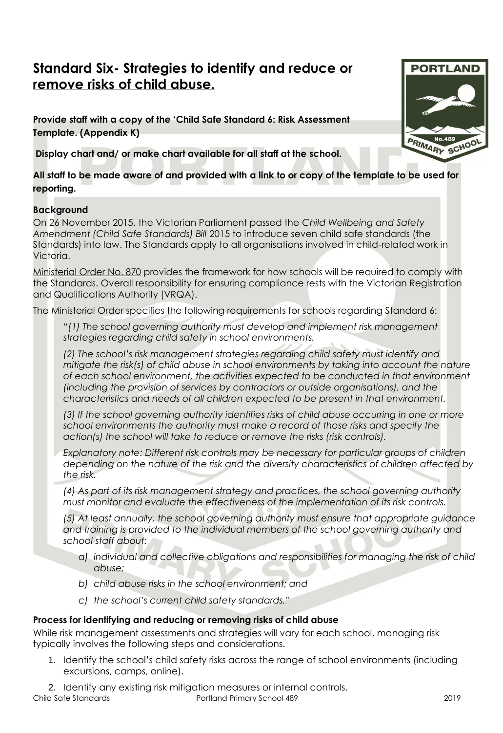## Standard Six- Strategies to identify and reduce or remove risks of child abuse.

**Provide staff with a copy of the 'Child Safe Standard 6: Risk Assessment Template. (Appendix K)**

**Display chart and/ or make chart available for all staff at the school.**

**All staff to be made aware of and provided with a link to or copy of the template to be used for reporting.**

### Background

On 26 November 2015, the Victorian Parliament passed the *Child Wellbeing and Safety Amendment (Child Safe Standards) Bill* 2015 to introduce seven child safe standards (the Standards) into law. The Standards apply to all organisations involved in child-related work in Victoria.

Ministerial Order No. 870 provides the framework for how schools will be required to comply with the Standards. Overall responsibility for ensuring compliance rests with the Victorian Registration and Qualifications Authority (VRQA).

The Ministerial Order specifies the following requirements for schools regarding Standard 6:

> *"(1) The school governing authority must develop and implement risk management strategies regarding child safety in school environments.*
>
> *(2) The school's risk management strategies regarding child safety must identify and mitigate the risk(s) of child abuse in school environments by taking into account the nature of each school environment, the activities expected to be conducted in that environment (including the provision of services by contractors or outside organisations), and the characteristics and needs of all children expected to be present in that environment.*
>
> *(3) If the school governing authority identifies risks of child abuse occurring in one or more school environments the authority must make a record of those risks and specify the action(s) the school will take to reduce or remove the risks (risk controls).*
>
> *Explanatory note: Different risk controls may be necessary for particular groups of children depending on the nature of the risk and the diversity characteristics of children affected by the risk.*
>
> *(4) As part of its risk management strategy and practices, the school governing authority must monitor and evaluate the effectiveness of the implementation of its risk controls.*
>
> *(5) At least annually, the school governing authority must ensure that appropriate guidance and training is provided to the individual members of the school governing authority and school staff about:*
>
> *a) individual and collective obligations and responsibilities for managing the risk of child abuse;*
>
> *b) child abuse risks in the school environment; and*
>
> *c) the school's current child safety standards."*

### Process for identifying and reducing or removing risks of child abuse

While risk management assessments and strategies will vary for each school, managing risk typically involves the following steps and considerations.

1. Identify the school's child safety risks across the range of school environments (including excursions, camps, online).
2. Identify any existing risk mitigation measures or internal controls.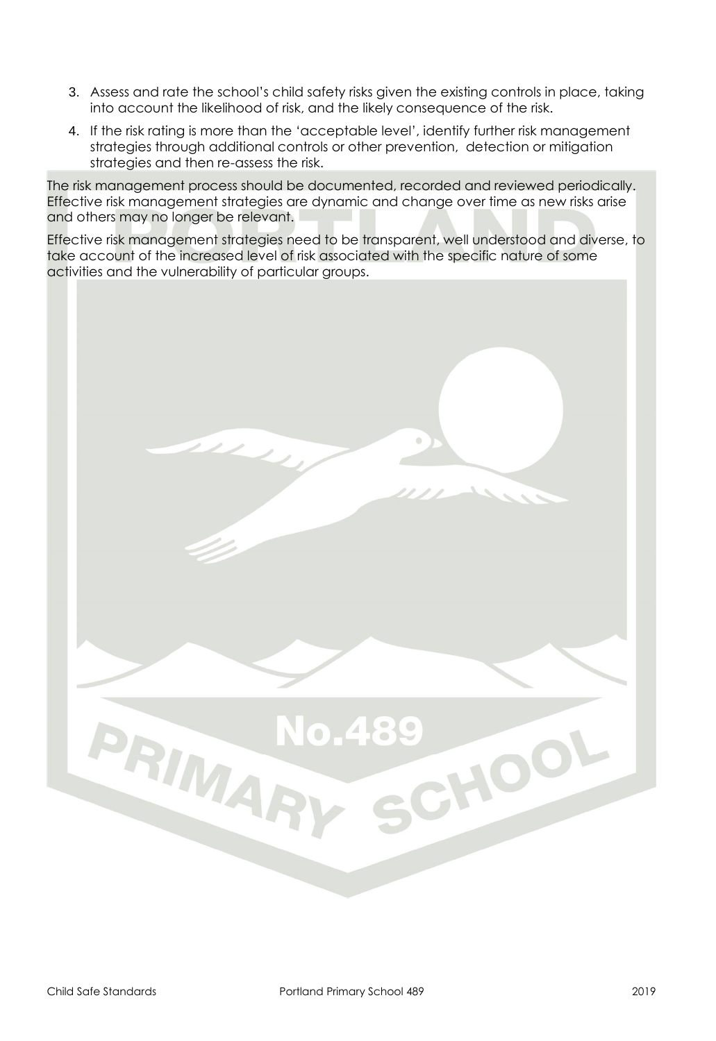3. Assess and rate the school's child safety risks given the existing controls in place, taking into account the likelihood of risk, and the likely consequence of the risk.
4. If the risk rating is more than the 'acceptable level', identify further risk management strategies through additional controls or other prevention, detection or mitigation strategies and then re-assess the risk.

The risk management process should be documented, recorded and reviewed periodically. Effective risk management strategies are dynamic and change over time as new risks arise and others may no longer be relevant.

Effective risk management strategies need to be transparent, well understood and diverse, to take account of the increased level of risk associated with the specific nature of some activities and the vulnerability of particular groups.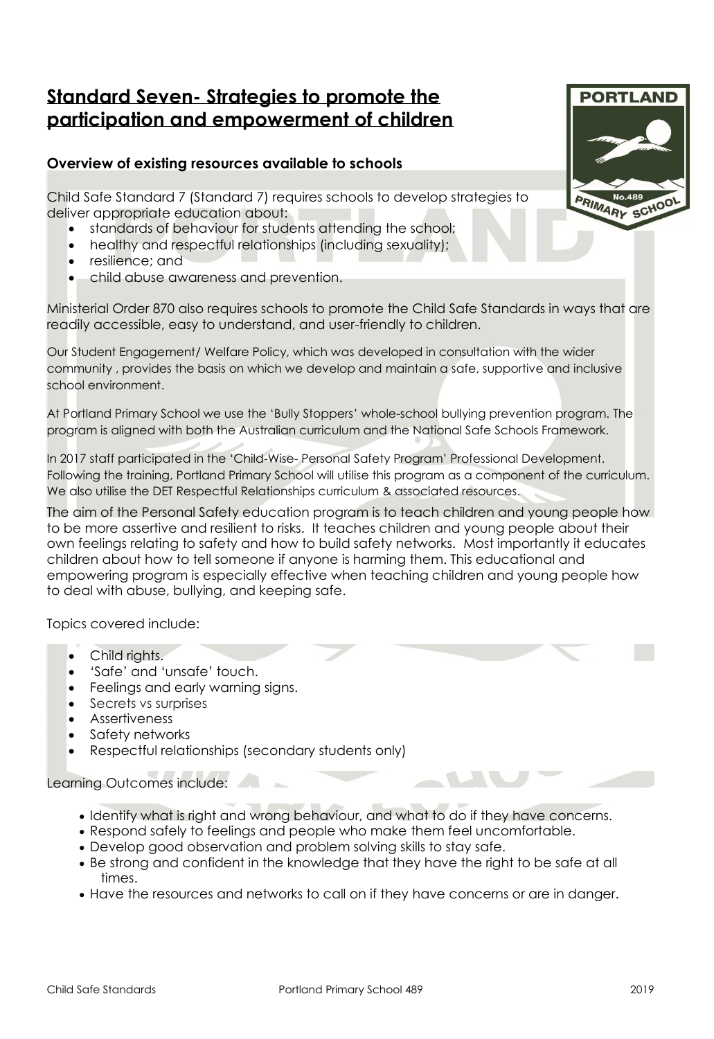# Standard Seven- Strategies to promote the participation and empowerment of children

### Overview of existing resources available to schools

Child Safe Standard 7 (Standard 7) requires schools to develop strategies to deliver appropriate education about:

- standards of behaviour for students attending the school;
- healthy and respectful relationships (including sexuality);
- resilience; and
- child abuse awareness and prevention.

Ministerial Order 870 also requires schools to promote the Child Safe Standards in ways that are readily accessible, easy to understand, and user-friendly to children.

Our Student Engagement/ Welfare Policy, which was developed in consultation with the wider community , provides the basis on which we develop and maintain a safe, supportive and inclusive school environment.

At Portland Primary School we use the 'Bully Stoppers' whole-school bullying prevention program. The program is aligned with both the Australian curriculum and the National Safe Schools Framework.

In 2017 staff participated in the 'Child-Wise- Personal Safety Program' Professional Development. Following the training, Portland Primary School will utilise this program as a component of the curriculum. We also utilise the DET Respectful Relationships curriculum & associated resources.

The aim of the Personal Safety education program is to teach children and young people how to be more assertive and resilient to risks. It teaches children and young people about their own feelings relating to safety and how to build safety networks. Most importantly it educates children about how to tell someone if anyone is harming them. This educational and empowering program is especially effective when teaching children and young people how to deal with abuse, bullying, and keeping safe.

Topics covered include:

- Child rights.
- 'Safe' and 'unsafe' touch.
- Feelings and early warning signs.
- Secrets vs surprises
- Assertiveness
- Safety networks
- Respectful relationships (secondary students only)

Learning Outcomes include:

- Identify what is right and wrong behaviour, and what to do if they have concerns.
- Respond safely to feelings and people who make them feel uncomfortable.
- Develop good observation and problem solving skills to stay safe.
- Be strong and confident in the knowledge that they have the right to be safe at all times.
- Have the resources and networks to call on if they have concerns or are in danger.